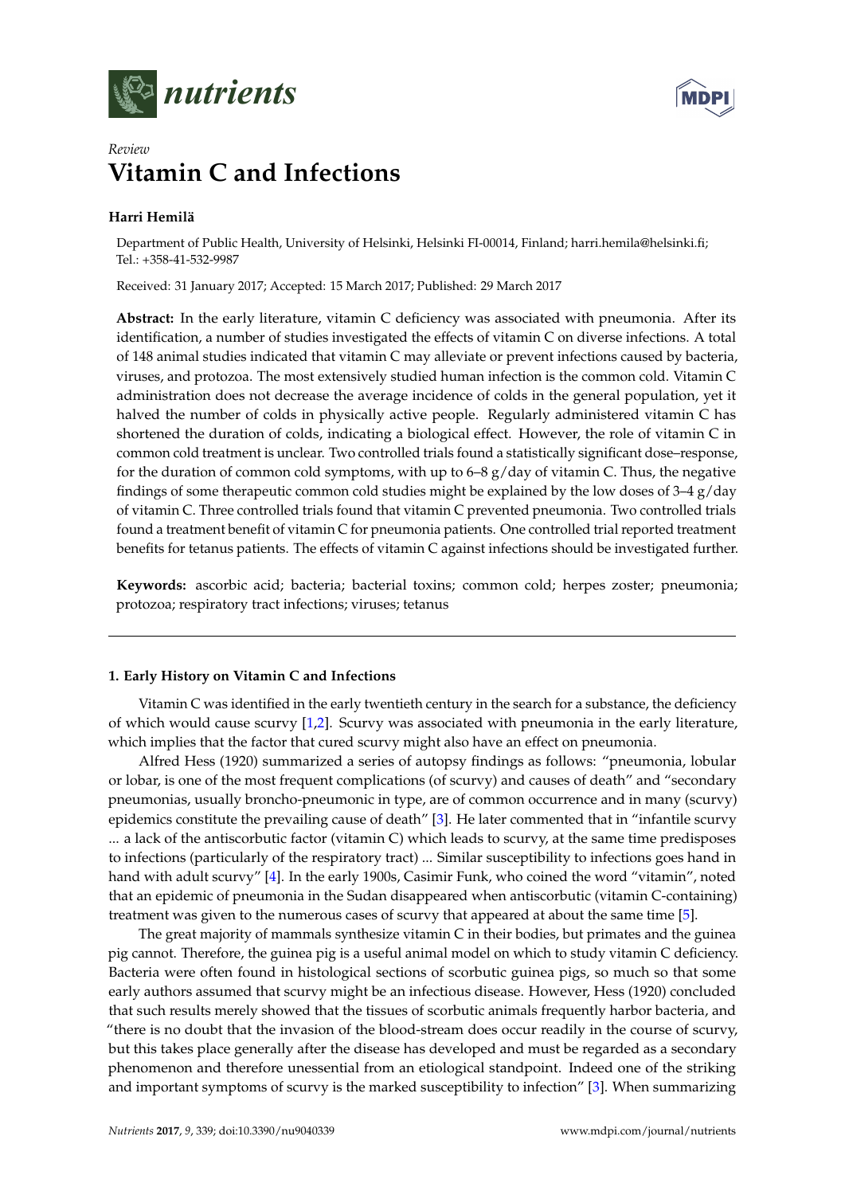*Review*

# Vitamin C and Infections

**Harri Hemilä**

Department of Public Health, University of Helsinki, Helsinki FI-00014, Finland; harri.hemila@helsinki.fi; Tel.: +358-41-532-9987

Received: 31 January 2017; Accepted: 15 March 2017; Published: 29 March 2017

**Abstract:** In the early literature, vitamin C deficiency was associated with pneumonia. After its identification, a number of studies investigated the effects of vitamin C on diverse infections. A total of 148 animal studies indicated that vitamin C may alleviate or prevent infections caused by bacteria, viruses, and protozoa. The most extensively studied human infection is the common cold. Vitamin C administration does not decrease the average incidence of colds in the general population, yet it halved the number of colds in physically active people. Regularly administered vitamin C has shortened the duration of colds, indicating a biological effect. However, the role of vitamin C in common cold treatment is unclear. Two controlled trials found a statistically significant dose–response, for the duration of common cold symptoms, with up to 6–8 g/day of vitamin C. Thus, the negative findings of some therapeutic common cold studies might be explained by the low doses of 3–4 g/day of vitamin C. Three controlled trials found that vitamin C prevented pneumonia. Two controlled trials found a treatment benefit of vitamin C for pneumonia patients. One controlled trial reported treatment benefits for tetanus patients. The effects of vitamin C against infections should be investigated further.

**Keywords:** ascorbic acid; bacteria; bacterial toxins; common cold; herpes zoster; pneumonia; protozoa; respiratory tract infections; viruses; tetanus

---

## 1. Early History on Vitamin C and Infections

Vitamin C was identified in the early twentieth century in the search for a substance, the deficiency of which would cause scurvy [1,2]. Scurvy was associated with pneumonia in the early literature, which implies that the factor that cured scurvy might also have an effect on pneumonia.

Alfred Hess (1920) summarized a series of autopsy findings as follows: "pneumonia, lobular or lobar, is one of the most frequent complications (of scurvy) and causes of death" and "secondary pneumonias, usually broncho-pneumonic in type, are of common occurrence and in many (scurvy) epidemics constitute the prevailing cause of death" [3]. He later commented that in "infantile scurvy ... a lack of the antiscorbutic factor (vitamin C) which leads to scurvy, at the same time predisposes to infections (particularly of the respiratory tract) ... Similar susceptibility to infections goes hand in hand with adult scurvy" [4]. In the early 1900s, Casimir Funk, who coined the word "vitamin", noted that an epidemic of pneumonia in the Sudan disappeared when antiscorbutic (vitamin C-containing) treatment was given to the numerous cases of scurvy that appeared at about the same time [5].

The great majority of mammals synthesize vitamin C in their bodies, but primates and the guinea pig cannot. Therefore, the guinea pig is a useful animal model on which to study vitamin C deficiency. Bacteria were often found in histological sections of scorbutic guinea pigs, so much so that some early authors assumed that scurvy might be an infectious disease. However, Hess (1920) concluded that such results merely showed that the tissues of scorbutic animals frequently harbor bacteria, and "there is no doubt that the invasion of the blood-stream does occur readily in the course of scurvy, but this takes place generally after the disease has developed and must be regarded as a secondary phenomenon and therefore unessential from an etiological standpoint. Indeed one of the striking and important symptoms of scurvy is the marked susceptibility to infection" [3]. When summarizing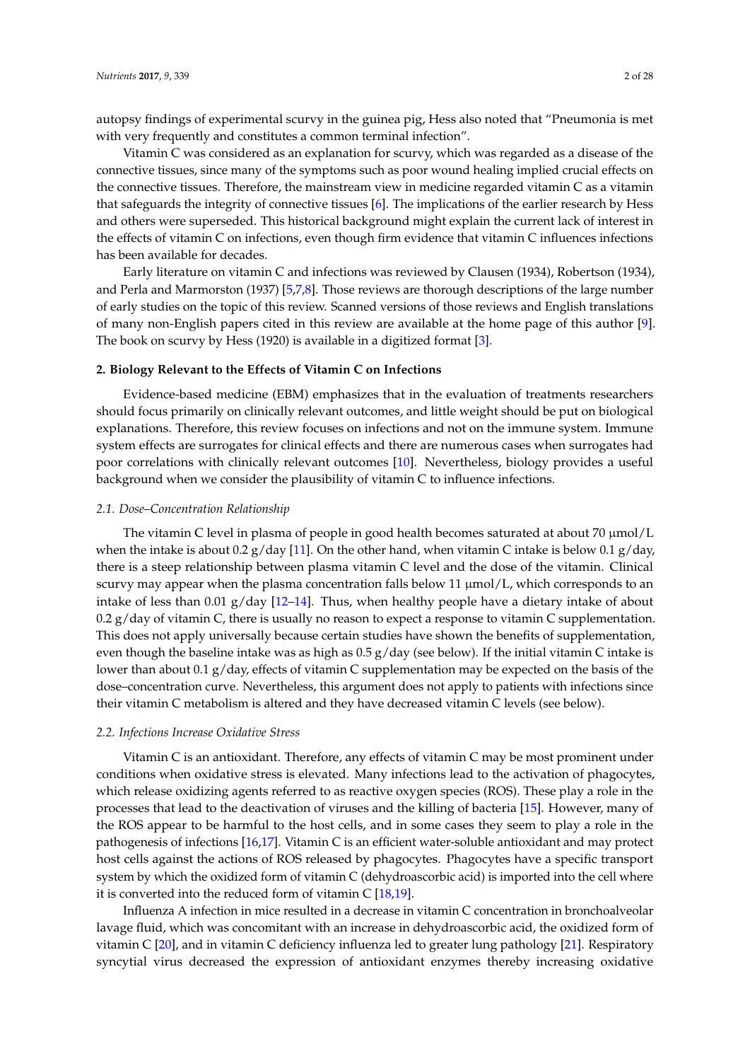autopsy findings of experimental scurvy in the guinea pig, Hess also noted that "Pneumonia is met with very frequently and constitutes a common terminal infection".

Vitamin C was considered as an explanation for scurvy, which was regarded as a disease of the connective tissues, since many of the symptoms such as poor wound healing implied crucial effects on the connective tissues. Therefore, the mainstream view in medicine regarded vitamin C as a vitamin that safeguards the integrity of connective tissues [6]. The implications of the earlier research by Hess and others were superseded. This historical background might explain the current lack of interest in the effects of vitamin C on infections, even though firm evidence that vitamin C influences infections has been available for decades.

Early literature on vitamin C and infections was reviewed by Clausen (1934), Robertson (1934), and Perla and Marmorston (1937) [5,7,8]. Those reviews are thorough descriptions of the large number of early studies on the topic of this review. Scanned versions of those reviews and English translations of many non-English papers cited in this review are available at the home page of this author [9]. The book on scurvy by Hess (1920) is available in a digitized format [3].

## 2. Biology Relevant to the Effects of Vitamin C on Infections

Evidence-based medicine (EBM) emphasizes that in the evaluation of treatments researchers should focus primarily on clinically relevant outcomes, and little weight should be put on biological explanations. Therefore, this review focuses on infections and not on the immune system. Immune system effects are surrogates for clinical effects and there are numerous cases when surrogates had poor correlations with clinically relevant outcomes [10]. Nevertheless, biology provides a useful background when we consider the plausibility of vitamin C to influence infections.

### *2.1. Dose–Concentration Relationship*

The vitamin C level in plasma of people in good health becomes saturated at about 70 μmol/L when the intake is about 0.2 g/day [11]. On the other hand, when vitamin C intake is below 0.1 g/day, there is a steep relationship between plasma vitamin C level and the dose of the vitamin. Clinical scurvy may appear when the plasma concentration falls below 11 μmol/L, which corresponds to an intake of less than 0.01 g/day [12–14]. Thus, when healthy people have a dietary intake of about 0.2 g/day of vitamin C, there is usually no reason to expect a response to vitamin C supplementation. This does not apply universally because certain studies have shown the benefits of supplementation, even though the baseline intake was as high as 0.5 g/day (see below). If the initial vitamin C intake is lower than about 0.1 g/day, effects of vitamin C supplementation may be expected on the basis of the dose–concentration curve. Nevertheless, this argument does not apply to patients with infections since their vitamin C metabolism is altered and they have decreased vitamin C levels (see below).

### *2.2. Infections Increase Oxidative Stress*

Vitamin C is an antioxidant. Therefore, any effects of vitamin C may be most prominent under conditions when oxidative stress is elevated. Many infections lead to the activation of phagocytes, which release oxidizing agents referred to as reactive oxygen species (ROS). These play a role in the processes that lead to the deactivation of viruses and the killing of bacteria [15]. However, many of the ROS appear to be harmful to the host cells, and in some cases they seem to play a role in the pathogenesis of infections [16,17]. Vitamin C is an efficient water-soluble antioxidant and may protect host cells against the actions of ROS released by phagocytes. Phagocytes have a specific transport system by which the oxidized form of vitamin C (dehydroascorbic acid) is imported into the cell where it is converted into the reduced form of vitamin C [18,19].

Influenza A infection in mice resulted in a decrease in vitamin C concentration in bronchoalveolar lavage fluid, which was concomitant with an increase in dehydroascorbic acid, the oxidized form of vitamin C [20], and in vitamin C deficiency influenza led to greater lung pathology [21]. Respiratory syncytial virus decreased the expression of antioxidant enzymes thereby increasing oxidative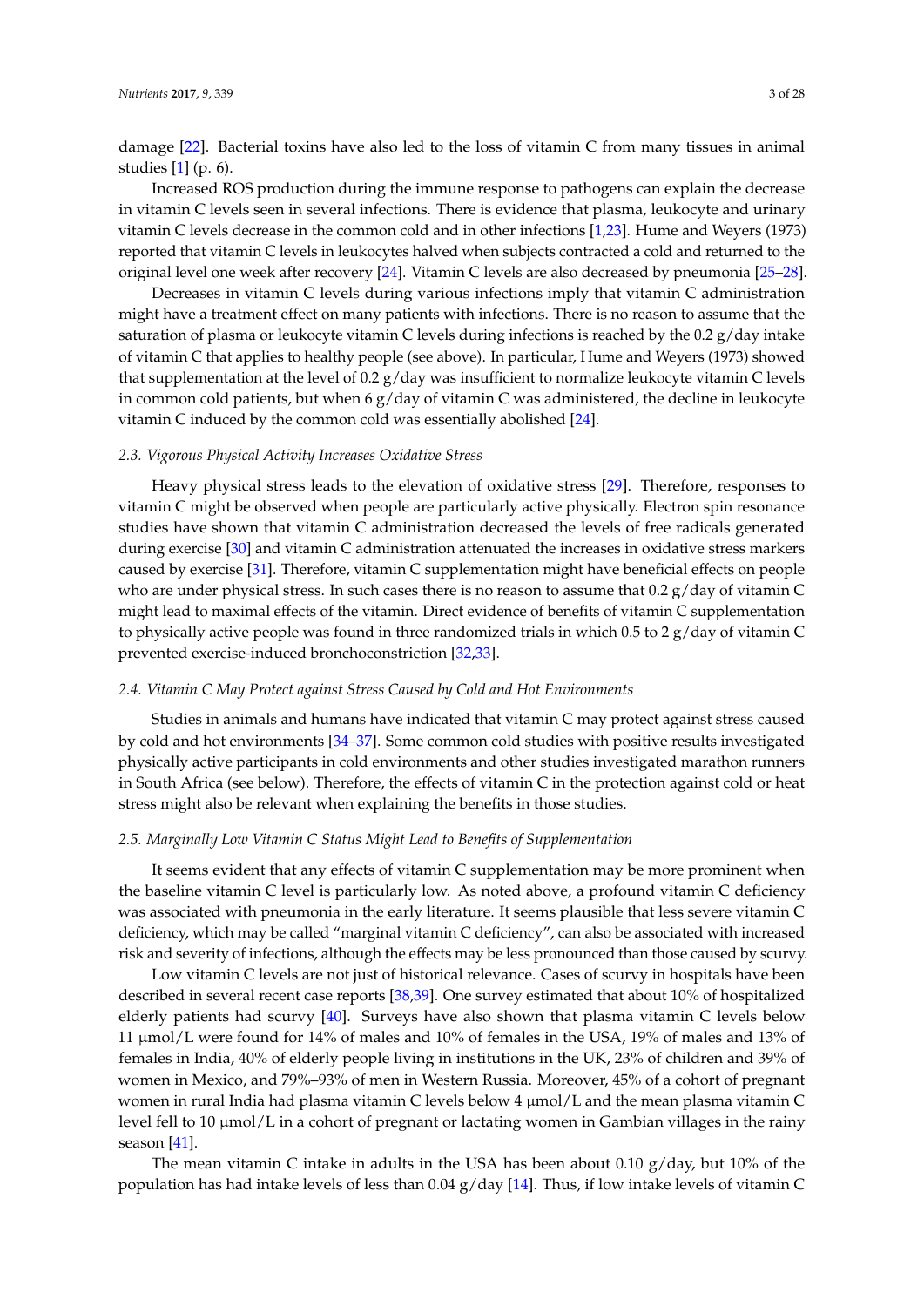damage [22]. Bacterial toxins have also led to the loss of vitamin C from many tissues in animal studies [1] (p. 6).

Increased ROS production during the immune response to pathogens can explain the decrease in vitamin C levels seen in several infections. There is evidence that plasma, leukocyte and urinary vitamin C levels decrease in the common cold and in other infections [1,23]. Hume and Weyers (1973) reported that vitamin C levels in leukocytes halved when subjects contracted a cold and returned to the original level one week after recovery [24]. Vitamin C levels are also decreased by pneumonia [25–28].

Decreases in vitamin C levels during various infections imply that vitamin C administration might have a treatment effect on many patients with infections. There is no reason to assume that the saturation of plasma or leukocyte vitamin C levels during infections is reached by the 0.2 g/day intake of vitamin C that applies to healthy people (see above). In particular, Hume and Weyers (1973) showed that supplementation at the level of 0.2 g/day was insufficient to normalize leukocyte vitamin C levels in common cold patients, but when 6 g/day of vitamin C was administered, the decline in leukocyte vitamin C induced by the common cold was essentially abolished [24].

### *2.3. Vigorous Physical Activity Increases Oxidative Stress*

Heavy physical stress leads to the elevation of oxidative stress [29]. Therefore, responses to vitamin C might be observed when people are particularly active physically. Electron spin resonance studies have shown that vitamin C administration decreased the levels of free radicals generated during exercise [30] and vitamin C administration attenuated the increases in oxidative stress markers caused by exercise [31]. Therefore, vitamin C supplementation might have beneficial effects on people who are under physical stress. In such cases there is no reason to assume that 0.2 g/day of vitamin C might lead to maximal effects of the vitamin. Direct evidence of benefits of vitamin C supplementation to physically active people was found in three randomized trials in which 0.5 to 2 g/day of vitamin C prevented exercise-induced bronchoconstriction [32,33].

### *2.4. Vitamin C May Protect against Stress Caused by Cold and Hot Environments*

Studies in animals and humans have indicated that vitamin C may protect against stress caused by cold and hot environments [34–37]. Some common cold studies with positive results investigated physically active participants in cold environments and other studies investigated marathon runners in South Africa (see below). Therefore, the effects of vitamin C in the protection against cold or heat stress might also be relevant when explaining the benefits in those studies.

### *2.5. Marginally Low Vitamin C Status Might Lead to Benefits of Supplementation*

It seems evident that any effects of vitamin C supplementation may be more prominent when the baseline vitamin C level is particularly low. As noted above, a profound vitamin C deficiency was associated with pneumonia in the early literature. It seems plausible that less severe vitamin C deficiency, which may be called "marginal vitamin C deficiency", can also be associated with increased risk and severity of infections, although the effects may be less pronounced than those caused by scurvy.

Low vitamin C levels are not just of historical relevance. Cases of scurvy in hospitals have been described in several recent case reports [38,39]. One survey estimated that about 10% of hospitalized elderly patients had scurvy [40]. Surveys have also shown that plasma vitamin C levels below 11 μmol/L were found for 14% of males and 10% of females in the USA, 19% of males and 13% of females in India, 40% of elderly people living in institutions in the UK, 23% of children and 39% of women in Mexico, and 79%–93% of men in Western Russia. Moreover, 45% of a cohort of pregnant women in rural India had plasma vitamin C levels below 4 μmol/L and the mean plasma vitamin C level fell to 10 μmol/L in a cohort of pregnant or lactating women in Gambian villages in the rainy season [41].

The mean vitamin C intake in adults in the USA has been about 0.10 g/day, but 10% of the population has had intake levels of less than 0.04 g/day [14]. Thus, if low intake levels of vitamin C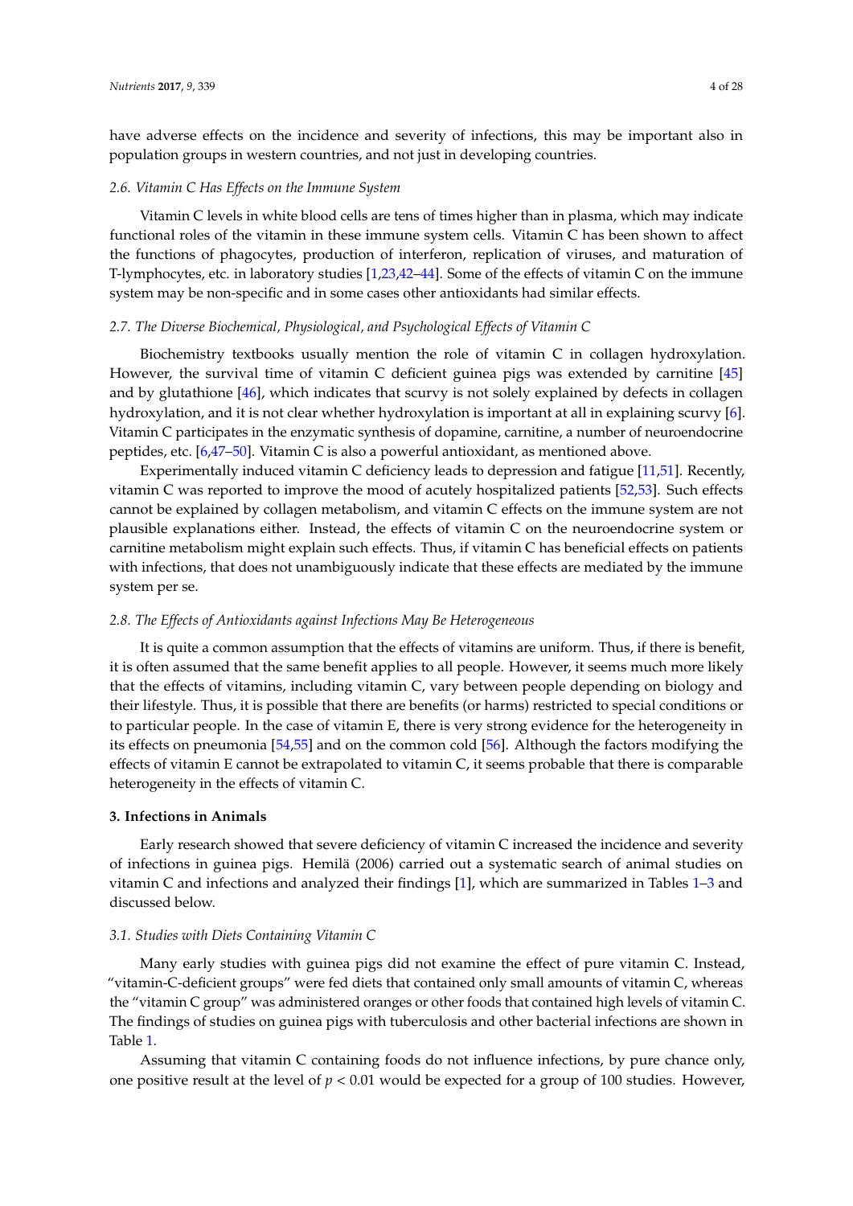have adverse effects on the incidence and severity of infections, this may be important also in population groups in western countries, and not just in developing countries.

### 2.6. Vitamin C Has Effects on the Immune System

Vitamin C levels in white blood cells are tens of times higher than in plasma, which may indicate functional roles of the vitamin in these immune system cells. Vitamin C has been shown to affect the functions of phagocytes, production of interferon, replication of viruses, and maturation of T-lymphocytes, etc. in laboratory studies [1,23,42–44]. Some of the effects of vitamin C on the immune system may be non-specific and in some cases other antioxidants had similar effects.

### 2.7. The Diverse Biochemical, Physiological, and Psychological Effects of Vitamin C

Biochemistry textbooks usually mention the role of vitamin C in collagen hydroxylation. However, the survival time of vitamin C deficient guinea pigs was extended by carnitine [45] and by glutathione [46], which indicates that scurvy is not solely explained by defects in collagen hydroxylation, and it is not clear whether hydroxylation is important at all in explaining scurvy [6]. Vitamin C participates in the enzymatic synthesis of dopamine, carnitine, a number of neuroendocrine peptides, etc. [6,47–50]. Vitamin C is also a powerful antioxidant, as mentioned above.

Experimentally induced vitamin C deficiency leads to depression and fatigue [11,51]. Recently, vitamin C was reported to improve the mood of acutely hospitalized patients [52,53]. Such effects cannot be explained by collagen metabolism, and vitamin C effects on the immune system are not plausible explanations either. Instead, the effects of vitamin C on the neuroendocrine system or carnitine metabolism might explain such effects. Thus, if vitamin C has beneficial effects on patients with infections, that does not unambiguously indicate that these effects are mediated by the immune system per se.

### 2.8. The Effects of Antioxidants against Infections May Be Heterogeneous

It is quite a common assumption that the effects of vitamins are uniform. Thus, if there is benefit, it is often assumed that the same benefit applies to all people. However, it seems much more likely that the effects of vitamins, including vitamin C, vary between people depending on biology and their lifestyle. Thus, it is possible that there are benefits (or harms) restricted to special conditions or to particular people. In the case of vitamin E, there is very strong evidence for the heterogeneity in its effects on pneumonia [54,55] and on the common cold [56]. Although the factors modifying the effects of vitamin E cannot be extrapolated to vitamin C, it seems probable that there is comparable heterogeneity in the effects of vitamin C.

## 3. Infections in Animals

Early research showed that severe deficiency of vitamin C increased the incidence and severity of infections in guinea pigs. Hemilä (2006) carried out a systematic search of animal studies on vitamin C and infections and analyzed their findings [1], which are summarized in Tables 1–3 and discussed below.

### 3.1. Studies with Diets Containing Vitamin C

Many early studies with guinea pigs did not examine the effect of pure vitamin C. Instead, "vitamin-C-deficient groups" were fed diets that contained only small amounts of vitamin C, whereas the "vitamin C group" was administered oranges or other foods that contained high levels of vitamin C. The findings of studies on guinea pigs with tuberculosis and other bacterial infections are shown in Table 1.

Assuming that vitamin C containing foods do not influence infections, by pure chance only, one positive result at the level of $p < 0.01$ would be expected for a group of 100 studies. However,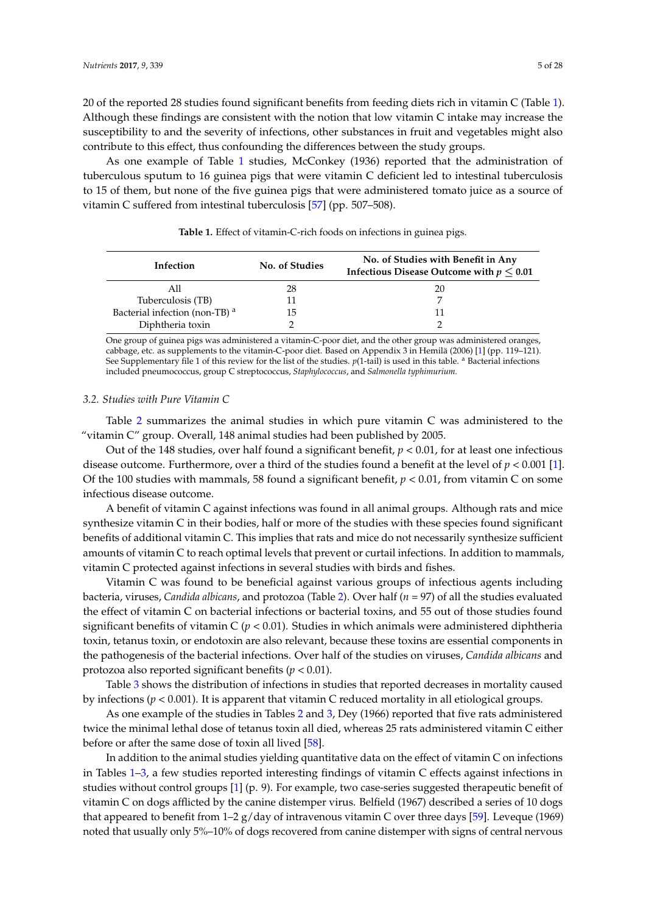20 of the reported 28 studies found significant benefits from feeding diets rich in vitamin C (Table 1). Although these findings are consistent with the notion that low vitamin C intake may increase the susceptibility to and the severity of infections, other substances in fruit and vegetables might also contribute to this effect, thus confounding the differences between the study groups.

As one example of Table 1 studies, McConkey (1936) reported that the administration of tuberculous sputum to 16 guinea pigs that were vitamin C deficient led to intestinal tuberculosis to 15 of them, but none of the five guinea pigs that were administered tomato juice as a source of vitamin C suffered from intestinal tuberculosis [57] (pp. 507–508).

**Table 1.** Effect of vitamin-C-rich foods on infections in guinea pigs.

| Infection | No. of Studies | No. of Studies with Benefit in Any Infectious Disease Outcome with $p \leq 0.01$ |
| --- | --- | --- |
| All | 28 | 20 |
| Tuberculosis (TB) | 11 | 7 |
| Bacterial infection (non-TB) [a] | 15 | 11 |
| Diphtheria toxin | 2 | 2 |

One group of guinea pigs was administered a vitamin-C-poor diet, and the other group was administered oranges, cabbage, etc. as supplements to the vitamin-C-poor diet. Based on Appendix 3 in Hemilä (2006) [1] (pp. 119–121). See Supplementary file 1 of this review for the list of the studies. $p$(1-tail) is used in this table. [a] Bacterial infections included pneumococcus, group C streptococcus, *Staphylococcus*, and *Salmonella typhimurium.*

### 3.2. Studies with Pure Vitamin C

Table 2 summarizes the animal studies in which pure vitamin C was administered to the "vitamin C" group. Overall, 148 animal studies had been published by 2005.

Out of the 148 studies, over half found a significant benefit, $p < 0.01$, for at least one infectious disease outcome. Furthermore, over a third of the studies found a benefit at the level of $p < 0.001$ [1]. Of the 100 studies with mammals, 58 found a significant benefit, $p < 0.01$, from vitamin C on some infectious disease outcome.

A benefit of vitamin C against infections was found in all animal groups. Although rats and mice synthesize vitamin C in their bodies, half or more of the studies with these species found significant benefits of additional vitamin C. This implies that rats and mice do not necessarily synthesize sufficient amounts of vitamin C to reach optimal levels that prevent or curtail infections. In addition to mammals, vitamin C protected against infections in several studies with birds and fishes.

Vitamin C was found to be beneficial against various groups of infectious agents including bacteria, viruses, *Candida albicans*, and protozoa (Table 2). Over half ($n = 97$) of all the studies evaluated the effect of vitamin C on bacterial infections or bacterial toxins, and 55 out of those studies found significant benefits of vitamin C ($p < 0.01$). Studies in which animals were administered diphtheria toxin, tetanus toxin, or endotoxin are also relevant, because these toxins are essential components in the pathogenesis of the bacterial infections. Over half of the studies on viruses, *Candida albicans* and protozoa also reported significant benefits ($p < 0.01$).

Table 3 shows the distribution of infections in studies that reported decreases in mortality caused by infections ($p < 0.001$). It is apparent that vitamin C reduced mortality in all etiological groups.

As one example of the studies in Tables 2 and 3, Dey (1966) reported that five rats administered twice the minimal lethal dose of tetanus toxin all died, whereas 25 rats administered vitamin C either before or after the same dose of toxin all lived [58].

In addition to the animal studies yielding quantitative data on the effect of vitamin C on infections in Tables 1–3, a few studies reported interesting findings of vitamin C effects against infections in studies without control groups [1] (p. 9). For example, two case-series suggested therapeutic benefit of vitamin C on dogs afflicted by the canine distemper virus. Belfield (1967) described a series of 10 dogs that appeared to benefit from 1–2 g/day of intravenous vitamin C over three days [59]. Leveque (1969) noted that usually only 5%–10% of dogs recovered from canine distemper with signs of central nervous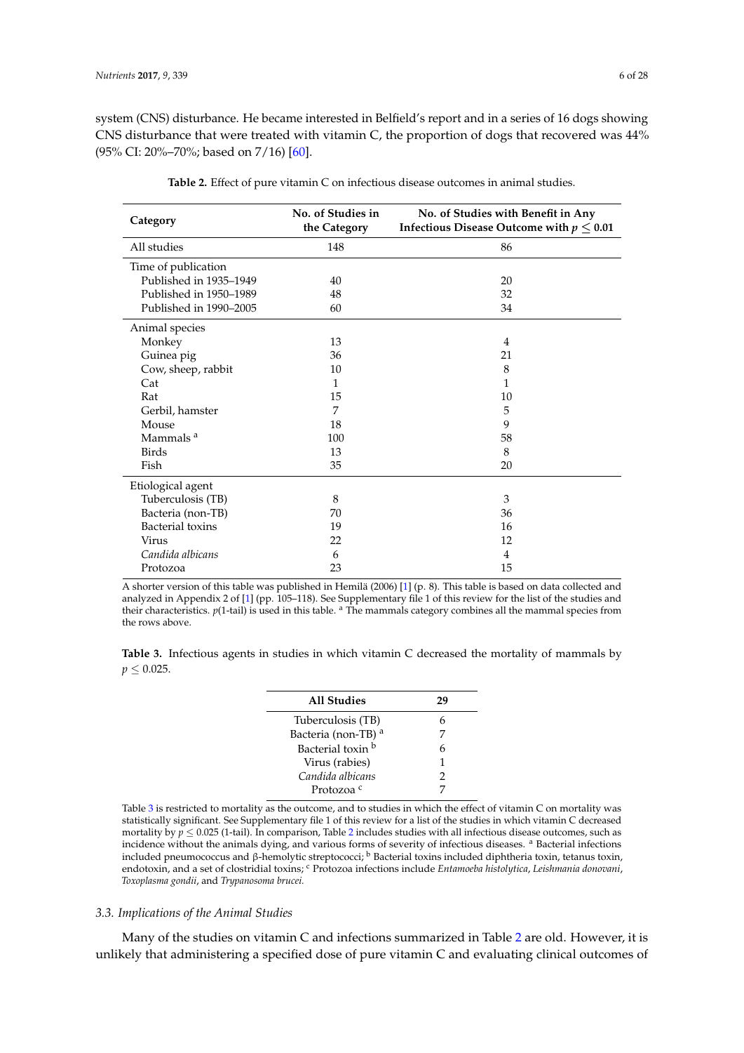system (CNS) disturbance. He became interested in Belfield's report and in a series of 16 dogs showing CNS disturbance that were treated with vitamin C, the proportion of dogs that recovered was 44% (95% CI: 20%–70%; based on 7/16) [60].

**Table 2.** Effect of pure vitamin C on infectious disease outcomes in animal studies.

| Category | No. of Studies in the Category | No. of Studies with Benefit in Any Infectious Disease Outcome with $p \leq 0.01$ |
|---|---|---|
| All studies | 148 | 86 |
| Time of publication | | |
| Published in 1935–1949 | 40 | 20 |
| Published in 1950–1989 | 48 | 32 |
| Published in 1990–2005 | 60 | 34 |
| Animal species | | |
| Monkey | 13 | 4 |
| Guinea pig | 36 | 21 |
| Cow, sheep, rabbit | 10 | 8 |
| Cat | 1 | 1 |
| Rat | 15 | 10 |
| Gerbil, hamster | 7 | 5 |
| Mouse | 18 | 9 |
| Mammals [a] | 100 | 58 |
| Birds | 13 | 8 |
| Fish | 35 | 20 |
| Etiological agent | | |
| Tuberculosis (TB) | 8 | 3 |
| Bacteria (non-TB) | 70 | 36 |
| Bacterial toxins | 19 | 16 |
| Virus | 22 | 12 |
| *Candida albicans* | 6 | 4 |
| Protozoa | 23 | 15 |

A shorter version of this table was published in Hemilä (2006) [1] (p. 8). This table is based on data collected and analyzed in Appendix 2 of [1] (pp. 105–118). See Supplementary file 1 of this review for the list of the studies and their characteristics. $p$(1-tail) is used in this table. [a] The mammals category combines all the mammal species from the rows above.

**Table 3.** Infectious agents in studies in which vitamin C decreased the mortality of mammals by $p \leq 0.025$.

| All Studies | 29 |
|---|---|
| Tuberculosis (TB) | 6 |
| Bacteria (non-TB) [a] | 7 |
| Bacterial toxin [b] | 6 |
| Virus (rabies) | 1 |
| *Candida albicans* | 2 |
| Protozoa [c] | 7 |

Table 3 is restricted to mortality as the outcome, and to studies in which the effect of vitamin C on mortality was statistically significant. See Supplementary file 1 of this review for a list of the studies in which vitamin C decreased mortality by $p \leq 0.025$ (1-tail). In comparison, Table 2 includes studies with all infectious disease outcomes, such as incidence without the animals dying, and various forms of severity of infectious diseases. [a] Bacterial infections included pneumococcus and β-hemolytic streptococci; [b] Bacterial toxins included diphtheria toxin, tetanus toxin, endotoxin, and a set of clostridial toxins; [c] Protozoa infections include *Entamoeba histolytica*, *Leishmania donovani*, *Toxoplasma gondii*, and *Trypanosoma brucei*.

### 3.3. Implications of the Animal Studies

Many of the studies on vitamin C and infections summarized in Table 2 are old. However, it is unlikely that administering a specified dose of pure vitamin C and evaluating clinical outcomes of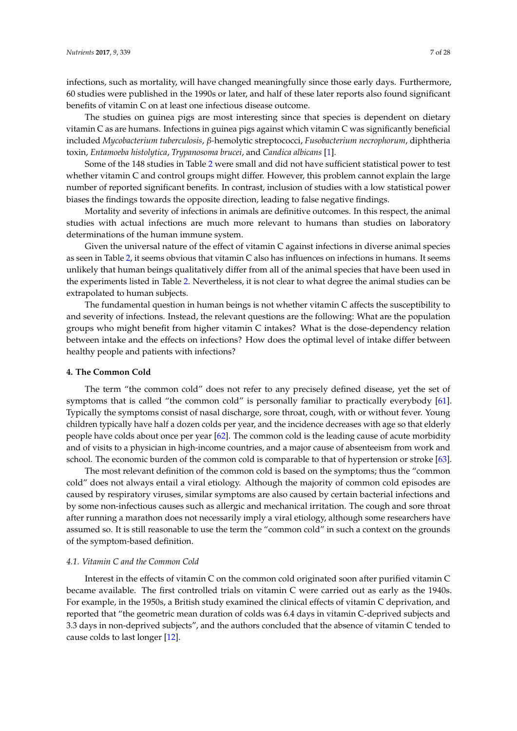infections, such as mortality, will have changed meaningfully since those early days. Furthermore, 60 studies were published in the 1990s or later, and half of these later reports also found significant benefits of vitamin C on at least one infectious disease outcome.

The studies on guinea pigs are most interesting since that species is dependent on dietary vitamin C as are humans. Infections in guinea pigs against which vitamin C was significantly beneficial included *Mycobacterium tuberculosis*, *β*-hemolytic streptococci, *Fusobacterium necrophorum*, diphtheria toxin, *Entamoeba histolytica*, *Trypanosoma brucei*, and *Candica albicans* [1].

Some of the 148 studies in Table 2 were small and did not have sufficient statistical power to test whether vitamin C and control groups might differ. However, this problem cannot explain the large number of reported significant benefits. In contrast, inclusion of studies with a low statistical power biases the findings towards the opposite direction, leading to false negative findings.

Mortality and severity of infections in animals are definitive outcomes. In this respect, the animal studies with actual infections are much more relevant to humans than studies on laboratory determinations of the human immune system.

Given the universal nature of the effect of vitamin C against infections in diverse animal species as seen in Table 2, it seems obvious that vitamin C also has influences on infections in humans. It seems unlikely that human beings qualitatively differ from all of the animal species that have been used in the experiments listed in Table 2. Nevertheless, it is not clear to what degree the animal studies can be extrapolated to human subjects.

The fundamental question in human beings is not whether vitamin C affects the susceptibility to and severity of infections. Instead, the relevant questions are the following: What are the population groups who might benefit from higher vitamin C intakes? What is the dose-dependency relation between intake and the effects on infections? How does the optimal level of intake differ between healthy people and patients with infections?

## 4. The Common Cold

The term "the common cold" does not refer to any precisely defined disease, yet the set of symptoms that is called "the common cold" is personally familiar to practically everybody [61]. Typically the symptoms consist of nasal discharge, sore throat, cough, with or without fever. Young children typically have half a dozen colds per year, and the incidence decreases with age so that elderly people have colds about once per year [62]. The common cold is the leading cause of acute morbidity and of visits to a physician in high-income countries, and a major cause of absenteeism from work and school. The economic burden of the common cold is comparable to that of hypertension or stroke [63].

The most relevant definition of the common cold is based on the symptoms; thus the "common cold" does not always entail a viral etiology. Although the majority of common cold episodes are caused by respiratory viruses, similar symptoms are also caused by certain bacterial infections and by some non-infectious causes such as allergic and mechanical irritation. The cough and sore throat after running a marathon does not necessarily imply a viral etiology, although some researchers have assumed so. It is still reasonable to use the term the "common cold" in such a context on the grounds of the symptom-based definition.

### *4.1. Vitamin C and the Common Cold*

Interest in the effects of vitamin C on the common cold originated soon after purified vitamin C became available. The first controlled trials on vitamin C were carried out as early as the 1940s. For example, in the 1950s, a British study examined the clinical effects of vitamin C deprivation, and reported that "the geometric mean duration of colds was 6.4 days in vitamin C-deprived subjects and 3.3 days in non-deprived subjects", and the authors concluded that the absence of vitamin C tended to cause colds to last longer [12].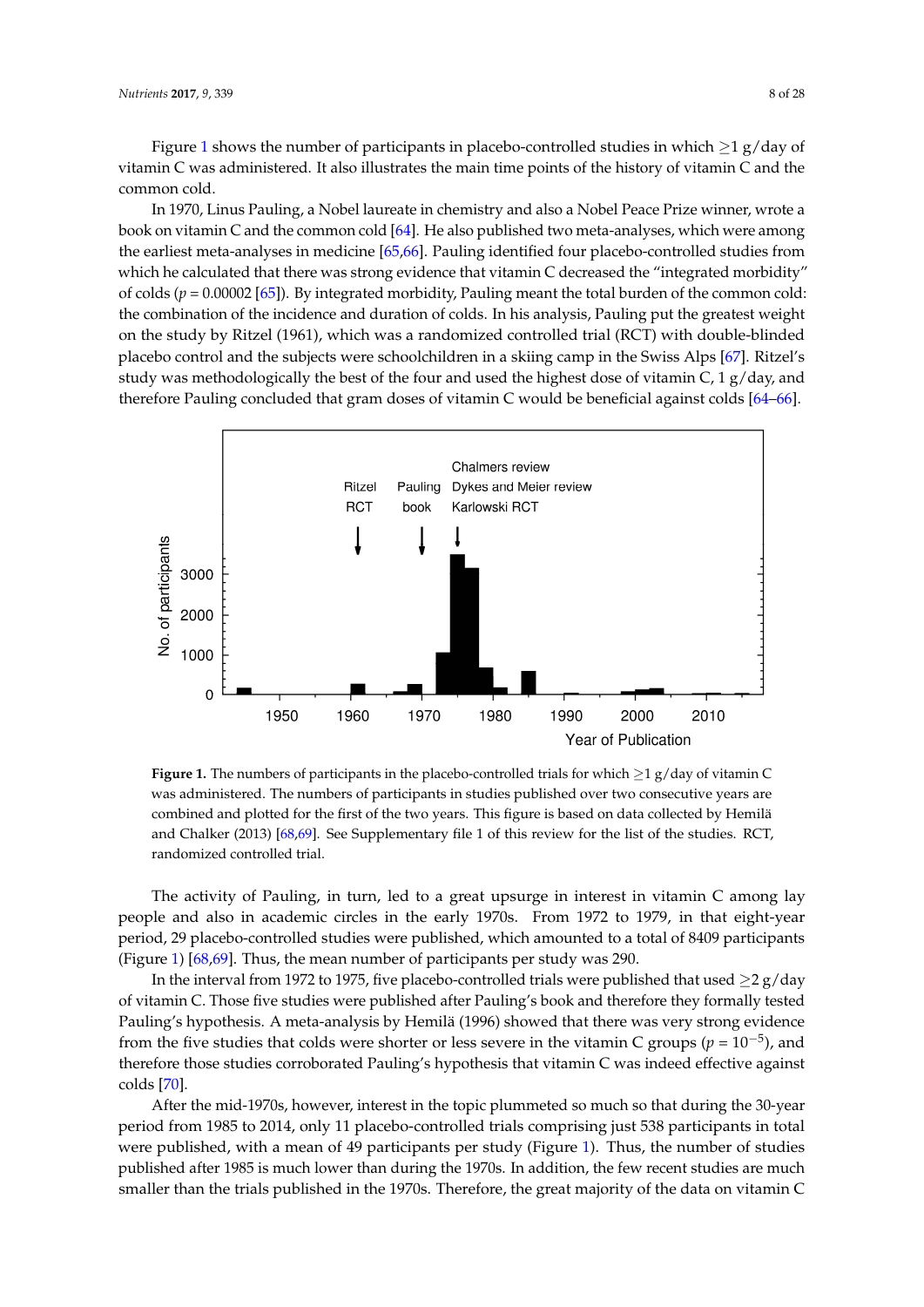Figure 1 shows the number of participants in placebo-controlled studies in which ≥1 g/day of vitamin C was administered. It also illustrates the main time points of the history of vitamin C and the common cold.

In 1970, Linus Pauling, a Nobel laureate in chemistry and also a Nobel Peace Prize winner, wrote a book on vitamin C and the common cold [64]. He also published two meta-analyses, which were among the earliest meta-analyses in medicine [65,66]. Pauling identified four placebo-controlled studies from which he calculated that there was strong evidence that vitamin C decreased the "integrated morbidity" of colds ($p = 0.00002$ [65]). By integrated morbidity, Pauling meant the total burden of the common cold: the combination of the incidence and duration of colds. In his analysis, Pauling put the greatest weight on the study by Ritzel (1961), which was a randomized controlled trial (RCT) with double-blinded placebo control and the subjects were schoolchildren in a skiing camp in the Swiss Alps [67]. Ritzel's study was methodologically the best of the four and used the highest dose of vitamin C, 1 g/day, and therefore Pauling concluded that gram doses of vitamin C would be beneficial against colds [64–66].

**Figure 1.** The numbers of participants in the placebo-controlled trials for which ≥1 g/day of vitamin C was administered. The numbers of participants in studies published over two consecutive years are combined and plotted for the first of the two years. This figure is based on data collected by Hemilä and Chalker (2013) [68,69]. See Supplementary file 1 of this review for the list of the studies. RCT, randomized controlled trial.

The activity of Pauling, in turn, led to a great upsurge in interest in vitamin C among lay people and also in academic circles in the early 1970s. From 1972 to 1979, in that eight-year period, 29 placebo-controlled studies were published, which amounted to a total of 8409 participants (Figure 1) [68,69]. Thus, the mean number of participants per study was 290.

In the interval from 1972 to 1975, five placebo-controlled trials were published that used ≥2 g/day of vitamin C. Those five studies were published after Pauling's book and therefore they formally tested Pauling's hypothesis. A meta-analysis by Hemilä (1996) showed that there was very strong evidence from the five studies that colds were shorter or less severe in the vitamin C groups ($p = 10^{-5}$), and therefore those studies corroborated Pauling's hypothesis that vitamin C was indeed effective against colds [70].

After the mid-1970s, however, interest in the topic plummeted so much so that during the 30-year period from 1985 to 2014, only 11 placebo-controlled trials comprising just 538 participants in total were published, with a mean of 49 participants per study (Figure 1). Thus, the number of studies published after 1985 is much lower than during the 1970s. In addition, the few recent studies are much smaller than the trials published in the 1970s. Therefore, the great majority of the data on vitamin C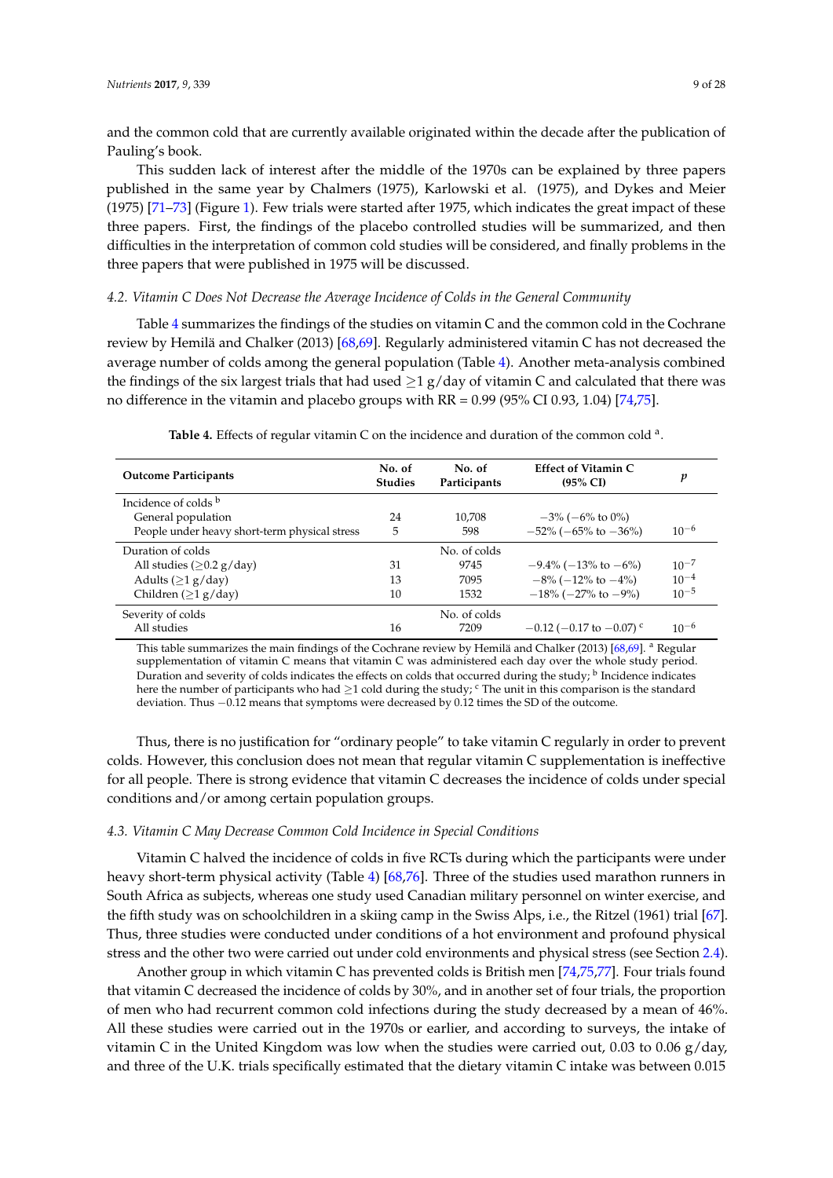and the common cold that are currently available originated within the decade after the publication of Pauling's book.

This sudden lack of interest after the middle of the 1970s can be explained by three papers published in the same year by Chalmers (1975), Karlowski et al. (1975), and Dykes and Meier (1975) [71–73] (Figure 1). Few trials were started after 1975, which indicates the great impact of these three papers. First, the findings of the placebo controlled studies will be summarized, and then difficulties in the interpretation of common cold studies will be considered, and finally problems in the three papers that were published in 1975 will be discussed.

### *4.2. Vitamin C Does Not Decrease the Average Incidence of Colds in the General Community*

Table 4 summarizes the findings of the studies on vitamin C and the common cold in the Cochrane review by Hemilä and Chalker (2013) [68,69]. Regularly administered vitamin C has not decreased the average number of colds among the general population (Table 4). Another meta-analysis combined the findings of the six largest trials that had used $\geq$1 g/day of vitamin C and calculated that there was no difference in the vitamin and placebo groups with RR = 0.99 (95% CI 0.93, 1.04) [74,75].

**Table 4.** Effects of regular vitamin C on the incidence and duration of the common cold [a].

| Outcome Participants | No. of Studies | No. of Participants | Effect of Vitamin C (95% CI) | $p$ |
|---|---|---|---|---|
| Incidence of colds [b] | | | | |
| General population | 24 | 10,708 | −3% (−6% to 0%) | |
| People under heavy short-term physical stress | 5 | 598 | −52% (−65% to −36%) | $10^{-6}$ |
| Duration of colds | | No. of colds | | |
| All studies ($\geq$0.2 g/day) | 31 | 9745 | −9.4% (−13% to −6%) | $10^{-7}$ |
| Adults ($\geq$1 g/day) | 13 | 7095 | −8% (−12% to −4%) | $10^{-4}$ |
| Children ($\geq$1 g/day) | 10 | 1532 | −18% (−27% to −9%) | $10^{-5}$ |
| Severity of colds | | No. of colds | | |
| All studies | 16 | 7209 | −0.12 (−0.17 to −0.07) [c] | $10^{-6}$ |

This table summarizes the main findings of the Cochrane review by Hemilä and Chalker (2013) [68,69]. [a] Regular supplementation of vitamin C means that vitamin C was administered each day over the whole study period. Duration and severity of colds indicates the effects on colds that occurred during the study; [b] Incidence indicates here the number of participants who had $\geq$1 cold during the study; [c] The unit in this comparison is the standard deviation. Thus −0.12 means that symptoms were decreased by 0.12 times the SD of the outcome.

Thus, there is no justification for "ordinary people" to take vitamin C regularly in order to prevent colds. However, this conclusion does not mean that regular vitamin C supplementation is ineffective for all people. There is strong evidence that vitamin C decreases the incidence of colds under special conditions and/or among certain population groups.

### *4.3. Vitamin C May Decrease Common Cold Incidence in Special Conditions*

Vitamin C halved the incidence of colds in five RCTs during which the participants were under heavy short-term physical activity (Table 4) [68,76]. Three of the studies used marathon runners in South Africa as subjects, whereas one study used Canadian military personnel on winter exercise, and the fifth study was on schoolchildren in a skiing camp in the Swiss Alps, i.e., the Ritzel (1961) trial [67]. Thus, three studies were conducted under conditions of a hot environment and profound physical stress and the other two were carried out under cold environments and physical stress (see Section 2.4).

Another group in which vitamin C has prevented colds is British men [74,75,77]. Four trials found that vitamin C decreased the incidence of colds by 30%, and in another set of four trials, the proportion of men who had recurrent common cold infections during the study decreased by a mean of 46%. All these studies were carried out in the 1970s or earlier, and according to surveys, the intake of vitamin C in the United Kingdom was low when the studies were carried out, 0.03 to 0.06 g/day, and three of the U.K. trials specifically estimated that the dietary vitamin C intake was between 0.015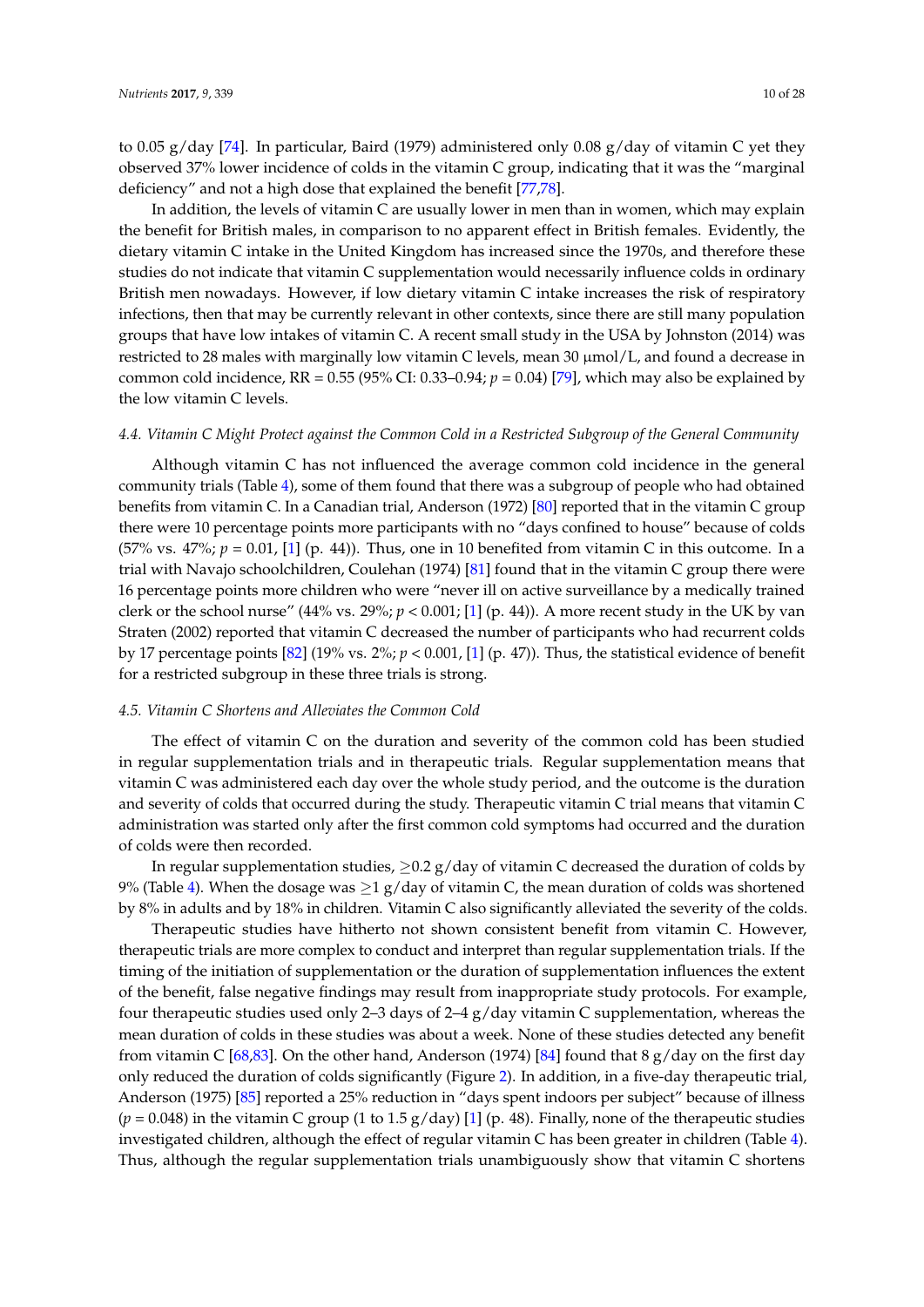to 0.05 g/day [74]. In particular, Baird (1979) administered only 0.08 g/day of vitamin C yet they observed 37% lower incidence of colds in the vitamin C group, indicating that it was the "marginal deficiency" and not a high dose that explained the benefit [77,78].

In addition, the levels of vitamin C are usually lower in men than in women, which may explain the benefit for British males, in comparison to no apparent effect in British females. Evidently, the dietary vitamin C intake in the United Kingdom has increased since the 1970s, and therefore these studies do not indicate that vitamin C supplementation would necessarily influence colds in ordinary British men nowadays. However, if low dietary vitamin C intake increases the risk of respiratory infections, then that may be currently relevant in other contexts, since there are still many population groups that have low intakes of vitamin C. A recent small study in the USA by Johnston (2014) was restricted to 28 males with marginally low vitamin C levels, mean 30 μmol/L, and found a decrease in common cold incidence, RR = 0.55 (95% CI: 0.33–0.94; $p = 0.04$) [79], which may also be explained by the low vitamin C levels.

### *4.4. Vitamin C Might Protect against the Common Cold in a Restricted Subgroup of the General Community*

Although vitamin C has not influenced the average common cold incidence in the general community trials (Table 4), some of them found that there was a subgroup of people who had obtained benefits from vitamin C. In a Canadian trial, Anderson (1972) [80] reported that in the vitamin C group there were 10 percentage points more participants with no "days confined to house" because of colds (57% vs. 47%; $p = 0.01$, [1] (p. 44)). Thus, one in 10 benefited from vitamin C in this outcome. In a trial with Navajo schoolchildren, Coulehan (1974) [81] found that in the vitamin C group there were 16 percentage points more children who were "never ill on active surveillance by a medically trained clerk or the school nurse" (44% vs. 29%; $p < 0.001$; [1] (p. 44)). A more recent study in the UK by van Straten (2002) reported that vitamin C decreased the number of participants who had recurrent colds by 17 percentage points [82] (19% vs. 2%; $p < 0.001$, [1] (p. 47)). Thus, the statistical evidence of benefit for a restricted subgroup in these three trials is strong.

### *4.5. Vitamin C Shortens and Alleviates the Common Cold*

The effect of vitamin C on the duration and severity of the common cold has been studied in regular supplementation trials and in therapeutic trials. Regular supplementation means that vitamin C was administered each day over the whole study period, and the outcome is the duration and severity of colds that occurred during the study. Therapeutic vitamin C trial means that vitamin C administration was started only after the first common cold symptoms had occurred and the duration of colds were then recorded.

In regular supplementation studies, ≥0.2 g/day of vitamin C decreased the duration of colds by 9% (Table 4). When the dosage was ≥1 g/day of vitamin C, the mean duration of colds was shortened by 8% in adults and by 18% in children. Vitamin C also significantly alleviated the severity of the colds.

Therapeutic studies have hitherto not shown consistent benefit from vitamin C. However, therapeutic trials are more complex to conduct and interpret than regular supplementation trials. If the timing of the initiation of supplementation or the duration of supplementation influences the extent of the benefit, false negative findings may result from inappropriate study protocols. For example, four therapeutic studies used only 2–3 days of 2–4 g/day vitamin C supplementation, whereas the mean duration of colds in these studies was about a week. None of these studies detected any benefit from vitamin C [68,83]. On the other hand, Anderson (1974) [84] found that 8 g/day on the first day only reduced the duration of colds significantly (Figure 2). In addition, in a five-day therapeutic trial, Anderson (1975) [85] reported a 25% reduction in "days spent indoors per subject" because of illness ($p = 0.048$) in the vitamin C group (1 to 1.5 g/day) [1] (p. 48). Finally, none of the therapeutic studies investigated children, although the effect of regular vitamin C has been greater in children (Table 4). Thus, although the regular supplementation trials unambiguously show that vitamin C shortens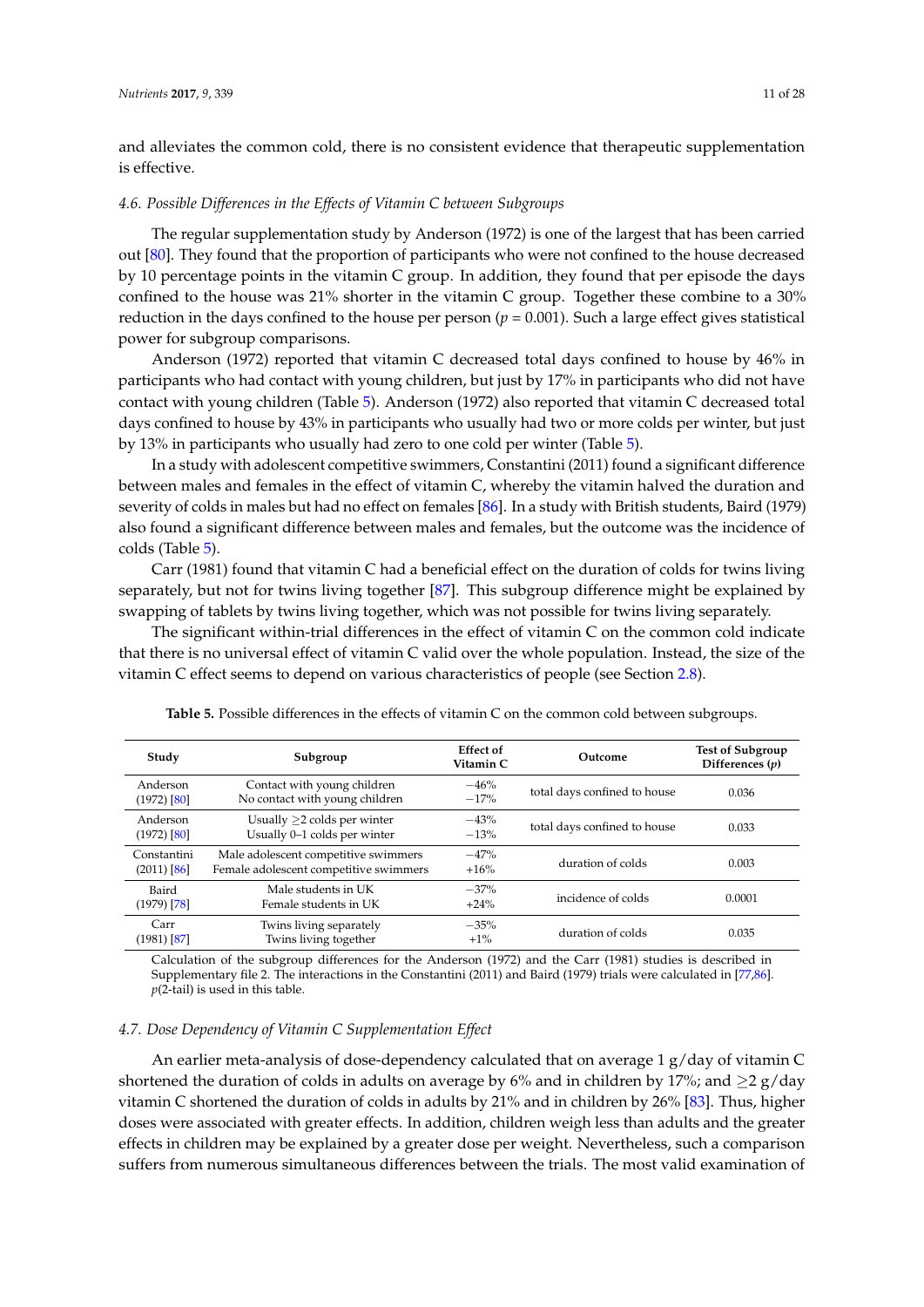and alleviates the common cold, there is no consistent evidence that therapeutic supplementation is effective.

### *4.6. Possible Differences in the Effects of Vitamin C between Subgroups*

The regular supplementation study by Anderson (1972) is one of the largest that has been carried out [80]. They found that the proportion of participants who were not confined to the house decreased by 10 percentage points in the vitamin C group. In addition, they found that per episode the days confined to the house was 21% shorter in the vitamin C group. Together these combine to a 30% reduction in the days confined to the house per person ($p = 0.001$). Such a large effect gives statistical power for subgroup comparisons.

Anderson (1972) reported that vitamin C decreased total days confined to house by 46% in participants who had contact with young children, but just by 17% in participants who did not have contact with young children (Table 5). Anderson (1972) also reported that vitamin C decreased total days confined to house by 43% in participants who usually had two or more colds per winter, but just by 13% in participants who usually had zero to one cold per winter (Table 5).

In a study with adolescent competitive swimmers, Constantini (2011) found a significant difference between males and females in the effect of vitamin C, whereby the vitamin halved the duration and severity of colds in males but had no effect on females [86]. In a study with British students, Baird (1979) also found a significant difference between males and females, but the outcome was the incidence of colds (Table 5).

Carr (1981) found that vitamin C had a beneficial effect on the duration of colds for twins living separately, but not for twins living together [87]. This subgroup difference might be explained by swapping of tablets by twins living together, which was not possible for twins living separately.

The significant within-trial differences in the effect of vitamin C on the common cold indicate that there is no universal effect of vitamin C valid over the whole population. Instead, the size of the vitamin C effect seems to depend on various characteristics of people (see Section 2.8).

**Table 5.** Possible differences in the effects of vitamin C on the common cold between subgroups.

| Study | Subgroup | Effect of Vitamin C | Outcome | Test of Subgroup Differences ($p$) |
|---|---|---|---|---|
| Anderson (1972) [80] | Contact with young children<br>No contact with young children | −46%<br>−17% | total days confined to house | 0.036 |
| Anderson (1972) [80] | Usually ≥2 colds per winter<br>Usually 0–1 colds per winter | −43%<br>−13% | total days confined to house | 0.033 |
| Constantini (2011) [86] | Male adolescent competitive swimmers<br>Female adolescent competitive swimmers | −47%<br>+16% | duration of colds | 0.003 |
| Baird (1979) [78] | Male students in UK<br>Female students in UK | −37%<br>+24% | incidence of colds | 0.0001 |
| Carr (1981) [87] | Twins living separately<br>Twins living together | −35%<br>+1% | duration of colds | 0.035 |

Calculation of the subgroup differences for the Anderson (1972) and the Carr (1981) studies is described in Supplementary file 2. The interactions in the Constantini (2011) and Baird (1979) trials were calculated in [77,86]. $p$(2-tail) is used in this table.

### *4.7. Dose Dependency of Vitamin C Supplementation Effect*

An earlier meta-analysis of dose-dependency calculated that on average 1 g/day of vitamin C shortened the duration of colds in adults on average by 6% and in children by 17%; and ≥2 g/day vitamin C shortened the duration of colds in adults by 21% and in children by 26% [83]. Thus, higher doses were associated with greater effects. In addition, children weigh less than adults and the greater effects in children may be explained by a greater dose per weight. Nevertheless, such a comparison suffers from numerous simultaneous differences between the trials. The most valid examination of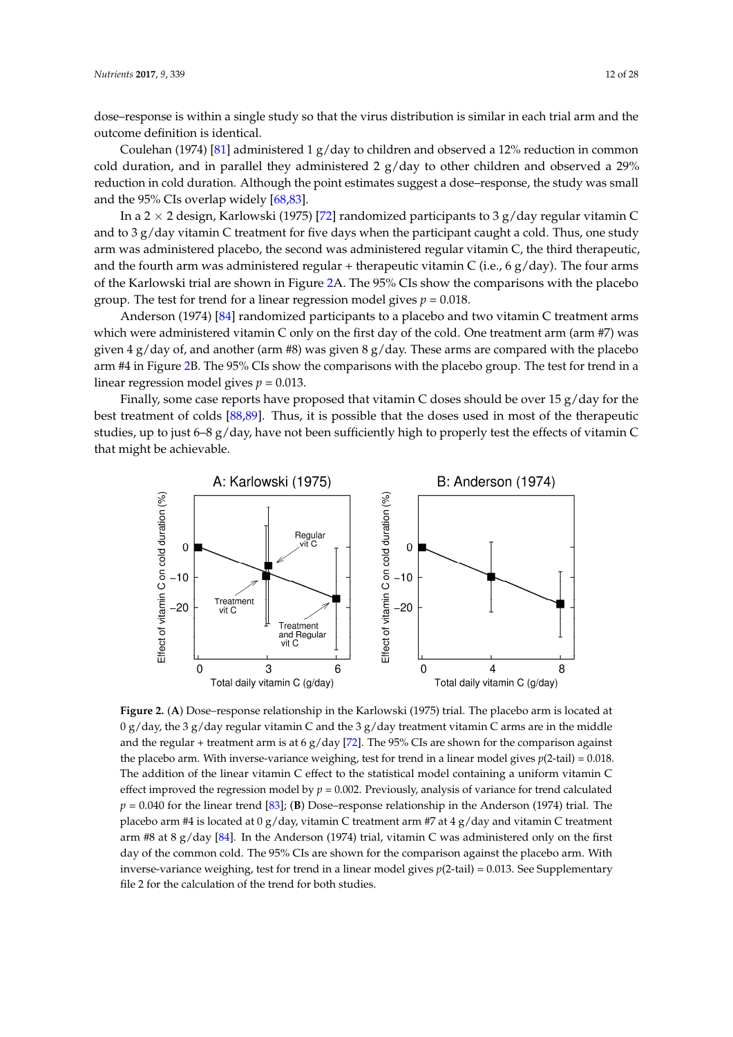dose–response is within a single study so that the virus distribution is similar in each trial arm and the outcome definition is identical.

Coulehan (1974) [81] administered 1 g/day to children and observed a 12% reduction in common cold duration, and in parallel they administered 2 g/day to other children and observed a 29% reduction in cold duration. Although the point estimates suggest a dose–response, the study was small and the 95% CIs overlap widely [68,83].

In a 2 × 2 design, Karlowski (1975) [72] randomized participants to 3 g/day regular vitamin C and to 3 g/day vitamin C treatment for five days when the participant caught a cold. Thus, one study arm was administered placebo, the second was administered regular vitamin C, the third therapeutic, and the fourth arm was administered regular + therapeutic vitamin C (i.e., 6 g/day). The four arms of the Karlowski trial are shown in Figure 2A. The 95% CIs show the comparisons with the placebo group. The test for trend for a linear regression model gives $p = 0.018$.

Anderson (1974) [84] randomized participants to a placebo and two vitamin C treatment arms which were administered vitamin C only on the first day of the cold. One treatment arm (arm #7) was given 4 g/day of, and another (arm #8) was given 8 g/day. These arms are compared with the placebo arm #4 in Figure 2B. The 95% CIs show the comparisons with the placebo group. The test for trend in a linear regression model gives $p = 0.013$.

Finally, some case reports have proposed that vitamin C doses should be over 15 g/day for the best treatment of colds [88,89]. Thus, it is possible that the doses used in most of the therapeutic studies, up to just 6–8 g/day, have not been sufficiently high to properly test the effects of vitamin C that might be achievable.

**Figure 2.** (**A**) Dose–response relationship in the Karlowski (1975) trial. The placebo arm is located at 0 g/day, the 3 g/day regular vitamin C and the 3 g/day treatment vitamin C arms are in the middle and the regular + treatment arm is at 6 g/day [72]. The 95% CIs are shown for the comparison against the placebo arm. With inverse-variance weighing, test for trend in a linear model gives $p$(2-tail) = 0.018. The addition of the linear vitamin C effect to the statistical model containing a uniform vitamin C effect improved the regression model by $p = 0.002$. Previously, analysis of variance for trend calculated $p = 0.040$ for the linear trend [83]; (**B**) Dose–response relationship in the Anderson (1974) trial. The placebo arm #4 is located at 0 g/day, vitamin C treatment arm #7 at 4 g/day and vitamin C treatment arm #8 at 8 g/day [84]. In the Anderson (1974) trial, vitamin C was administered only on the first day of the common cold. The 95% CIs are shown for the comparison against the placebo arm. With inverse-variance weighing, test for trend in a linear model gives $p$(2-tail) = 0.013. See Supplementary file 2 for the calculation of the trend for both studies.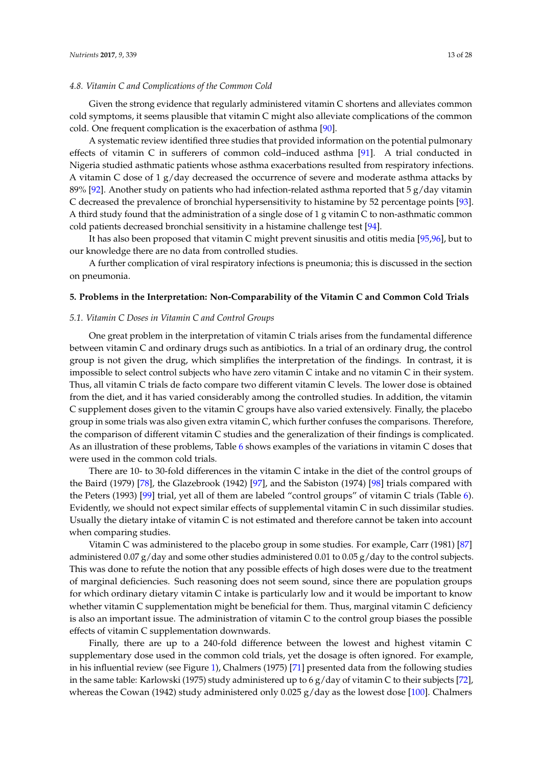### *4.8. Vitamin C and Complications of the Common Cold*

Given the strong evidence that regularly administered vitamin C shortens and alleviates common cold symptoms, it seems plausible that vitamin C might also alleviate complications of the common cold. One frequent complication is the exacerbation of asthma [90].

A systematic review identified three studies that provided information on the potential pulmonary effects of vitamin C in sufferers of common cold–induced asthma [91]. A trial conducted in Nigeria studied asthmatic patients whose asthma exacerbations resulted from respiratory infections. A vitamin C dose of 1 g/day decreased the occurrence of severe and moderate asthma attacks by 89% [92]. Another study on patients who had infection-related asthma reported that 5 g/day vitamin C decreased the prevalence of bronchial hypersensitivity to histamine by 52 percentage points [93]. A third study found that the administration of a single dose of 1 g vitamin C to non-asthmatic common cold patients decreased bronchial sensitivity in a histamine challenge test [94].

It has also been proposed that vitamin C might prevent sinusitis and otitis media [95,96], but to our knowledge there are no data from controlled studies.

A further complication of viral respiratory infections is pneumonia; this is discussed in the section on pneumonia.

## **5. Problems in the Interpretation: Non-Comparability of the Vitamin C and Common Cold Trials**

### *5.1. Vitamin C Doses in Vitamin C and Control Groups*

One great problem in the interpretation of vitamin C trials arises from the fundamental difference between vitamin C and ordinary drugs such as antibiotics. In a trial of an ordinary drug, the control group is not given the drug, which simplifies the interpretation of the findings. In contrast, it is impossible to select control subjects who have zero vitamin C intake and no vitamin C in their system. Thus, all vitamin C trials de facto compare two different vitamin C levels. The lower dose is obtained from the diet, and it has varied considerably among the controlled studies. In addition, the vitamin C supplement doses given to the vitamin C groups have also varied extensively. Finally, the placebo group in some trials was also given extra vitamin C, which further confuses the comparisons. Therefore, the comparison of different vitamin C studies and the generalization of their findings is complicated. As an illustration of these problems, Table 6 shows examples of the variations in vitamin C doses that were used in the common cold trials.

There are 10- to 30-fold differences in the vitamin C intake in the diet of the control groups of the Baird (1979) [78], the Glazebrook (1942) [97], and the Sabiston (1974) [98] trials compared with the Peters (1993) [99] trial, yet all of them are labeled "control groups" of vitamin C trials (Table 6). Evidently, we should not expect similar effects of supplemental vitamin C in such dissimilar studies. Usually the dietary intake of vitamin C is not estimated and therefore cannot be taken into account when comparing studies.

Vitamin C was administered to the placebo group in some studies. For example, Carr (1981) [87] administered 0.07 g/day and some other studies administered 0.01 to 0.05 g/day to the control subjects. This was done to refute the notion that any possible effects of high doses were due to the treatment of marginal deficiencies. Such reasoning does not seem sound, since there are population groups for which ordinary dietary vitamin C intake is particularly low and it would be important to know whether vitamin C supplementation might be beneficial for them. Thus, marginal vitamin C deficiency is also an important issue. The administration of vitamin C to the control group biases the possible effects of vitamin C supplementation downwards.

Finally, there are up to a 240-fold difference between the lowest and highest vitamin C supplementary dose used in the common cold trials, yet the dosage is often ignored. For example, in his influential review (see Figure 1), Chalmers (1975) [71] presented data from the following studies in the same table: Karlowski (1975) study administered up to 6 g/day of vitamin C to their subjects [72], whereas the Cowan (1942) study administered only 0.025 g/day as the lowest dose [100]. Chalmers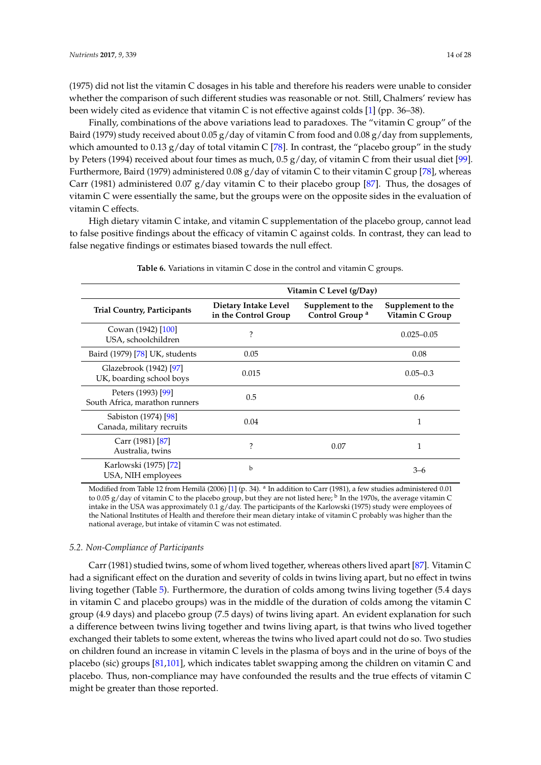(1975) did not list the vitamin C dosages in his table and therefore his readers were unable to consider whether the comparison of such different studies was reasonable or not. Still, Chalmers' review has been widely cited as evidence that vitamin C is not effective against colds [1] (pp. 36–38).

Finally, combinations of the above variations lead to paradoxes. The "vitamin C group" of the Baird (1979) study received about 0.05 g/day of vitamin C from food and 0.08 g/day from supplements, which amounted to 0.13 g/day of total vitamin C [78]. In contrast, the "placebo group" in the study by Peters (1994) received about four times as much, 0.5 g/day, of vitamin C from their usual diet [99]. Furthermore, Baird (1979) administered 0.08 g/day of vitamin C to their vitamin C group [78], whereas Carr (1981) administered 0.07 g/day vitamin C to their placebo group [87]. Thus, the dosages of vitamin C were essentially the same, but the groups were on the opposite sides in the evaluation of vitamin C effects.

High dietary vitamin C intake, and vitamin C supplementation of the placebo group, cannot lead to false positive findings about the efficacy of vitamin C against colds. In contrast, they can lead to false negative findings or estimates biased towards the null effect.

**Table 6.** Variations in vitamin C dose in the control and vitamin C groups.

| | Vitamin C Level (g/Day) | | |
|---|---|---|---|
| **Trial Country, Participants** | **Dietary Intake Level in the Control Group** | **Supplement to the Control Group [a]** | **Supplement to the Vitamin C Group** |
| Cowan (1942) [100] USA, schoolchildren | ? | | 0.025–0.05 |
| Baird (1979) [78] UK, students | 0.05 | | 0.08 |
| Glazebrook (1942) [97] UK, boarding school boys | 0.015 | | 0.05–0.3 |
| Peters (1993) [99] South Africa, marathon runners | 0.5 | | 0.6 |
| Sabiston (1974) [98] Canada, military recruits | 0.04 | | 1 |
| Carr (1981) [87] Australia, twins | ? | 0.07 | 1 |
| Karlowski (1975) [72] USA, NIH employees | [b] | | 3–6 |

Modified from Table 12 from Hemilä (2006) [1] (p. 34). [a] In addition to Carr (1981), a few studies administered 0.01 to 0.05 g/day of vitamin C to the placebo group, but they are not listed here; [b] In the 1970s, the average vitamin C intake in the USA was approximately 0.1 g/day. The participants of the Karlowski (1975) study were employees of the National Institutes of Health and therefore their mean dietary intake of vitamin C probably was higher than the national average, but intake of vitamin C was not estimated.

### 5.2. Non-Compliance of Participants

Carr (1981) studied twins, some of whom lived together, whereas others lived apart [87]. Vitamin C had a significant effect on the duration and severity of colds in twins living apart, but no effect in twins living together (Table 5). Furthermore, the duration of colds among twins living together (5.4 days in vitamin C and placebo groups) was in the middle of the duration of colds among the vitamin C group (4.9 days) and placebo group (7.5 days) of twins living apart. An evident explanation for such a difference between twins living together and twins living apart, is that twins who lived together exchanged their tablets to some extent, whereas the twins who lived apart could not do so. Two studies on children found an increase in vitamin C levels in the plasma of boys and in the urine of boys of the placebo (sic) groups [81,101], which indicates tablet swapping among the children on vitamin C and placebo. Thus, non-compliance may have confounded the results and the true effects of vitamin C might be greater than those reported.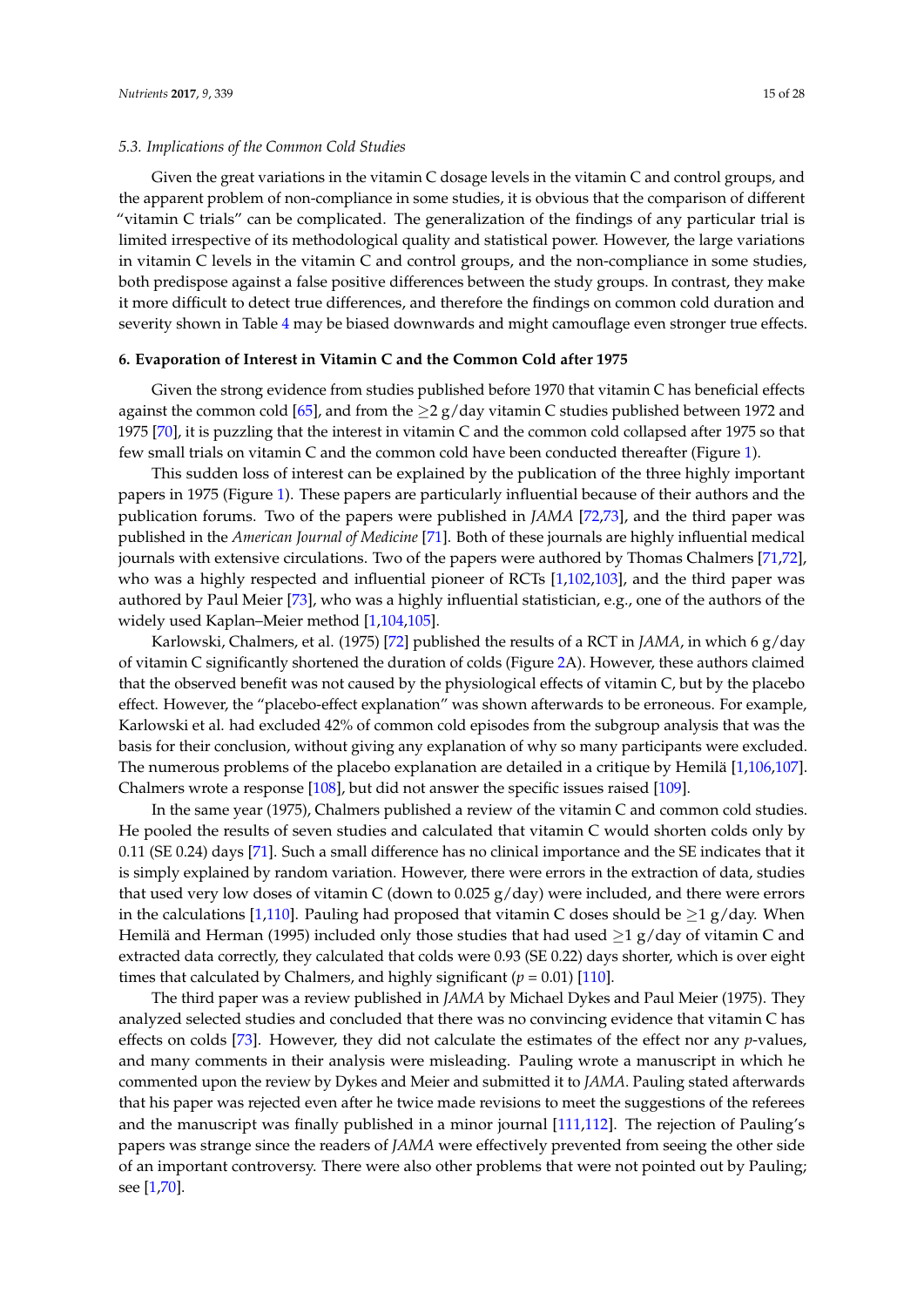### 5.3. Implications of the Common Cold Studies

Given the great variations in the vitamin C dosage levels in the vitamin C and control groups, and the apparent problem of non-compliance in some studies, it is obvious that the comparison of different "vitamin C trials" can be complicated. The generalization of the findings of any particular trial is limited irrespective of its methodological quality and statistical power. However, the large variations in vitamin C levels in the vitamin C and control groups, and the non-compliance in some studies, both predispose against a false positive differences between the study groups. In contrast, they make it more difficult to detect true differences, and therefore the findings on common cold duration and severity shown in Table 4 may be biased downwards and might camouflage even stronger true effects.

## 6. Evaporation of Interest in Vitamin C and the Common Cold after 1975

Given the strong evidence from studies published before 1970 that vitamin C has beneficial effects against the common cold [65], and from the $\geq$2 g/day vitamin C studies published between 1972 and 1975 [70], it is puzzling that the interest in vitamin C and the common cold collapsed after 1975 so that few small trials on vitamin C and the common cold have been conducted thereafter (Figure 1).

This sudden loss of interest can be explained by the publication of the three highly important papers in 1975 (Figure 1). These papers are particularly influential because of their authors and the publication forums. Two of the papers were published in *JAMA* [72,73], and the third paper was published in the *American Journal of Medicine* [71]. Both of these journals are highly influential medical journals with extensive circulations. Two of the papers were authored by Thomas Chalmers [71,72], who was a highly respected and influential pioneer of RCTs [1,102,103], and the third paper was authored by Paul Meier [73], who was a highly influential statistician, e.g., one of the authors of the widely used Kaplan–Meier method [1,104,105].

Karlowski, Chalmers, et al. (1975) [72] published the results of a RCT in *JAMA*, in which 6 g/day of vitamin C significantly shortened the duration of colds (Figure 2A). However, these authors claimed that the observed benefit was not caused by the physiological effects of vitamin C, but by the placebo effect. However, the "placebo-effect explanation" was shown afterwards to be erroneous. For example, Karlowski et al. had excluded 42% of common cold episodes from the subgroup analysis that was the basis for their conclusion, without giving any explanation of why so many participants were excluded. The numerous problems of the placebo explanation are detailed in a critique by Hemilä [1,106,107]. Chalmers wrote a response [108], but did not answer the specific issues raised [109].

In the same year (1975), Chalmers published a review of the vitamin C and common cold studies. He pooled the results of seven studies and calculated that vitamin C would shorten colds only by 0.11 (SE 0.24) days [71]. Such a small difference has no clinical importance and the SE indicates that it is simply explained by random variation. However, there were errors in the extraction of data, studies that used very low doses of vitamin C (down to 0.025 g/day) were included, and there were errors in the calculations [1,110]. Pauling had proposed that vitamin C doses should be $\geq$1 g/day. When Hemilä and Herman (1995) included only those studies that had used $\geq$1 g/day of vitamin C and extracted data correctly, they calculated that colds were 0.93 (SE 0.22) days shorter, which is over eight times that calculated by Chalmers, and highly significant ($p = 0.01$) [110].

The third paper was a review published in *JAMA* by Michael Dykes and Paul Meier (1975). They analyzed selected studies and concluded that there was no convincing evidence that vitamin C has effects on colds [73]. However, they did not calculate the estimates of the effect nor any *p*-values, and many comments in their analysis were misleading. Pauling wrote a manuscript in which he commented upon the review by Dykes and Meier and submitted it to *JAMA*. Pauling stated afterwards that his paper was rejected even after he twice made revisions to meet the suggestions of the referees and the manuscript was finally published in a minor journal [111,112]. The rejection of Pauling's papers was strange since the readers of *JAMA* were effectively prevented from seeing the other side of an important controversy. There were also other problems that were not pointed out by Pauling; see [1,70].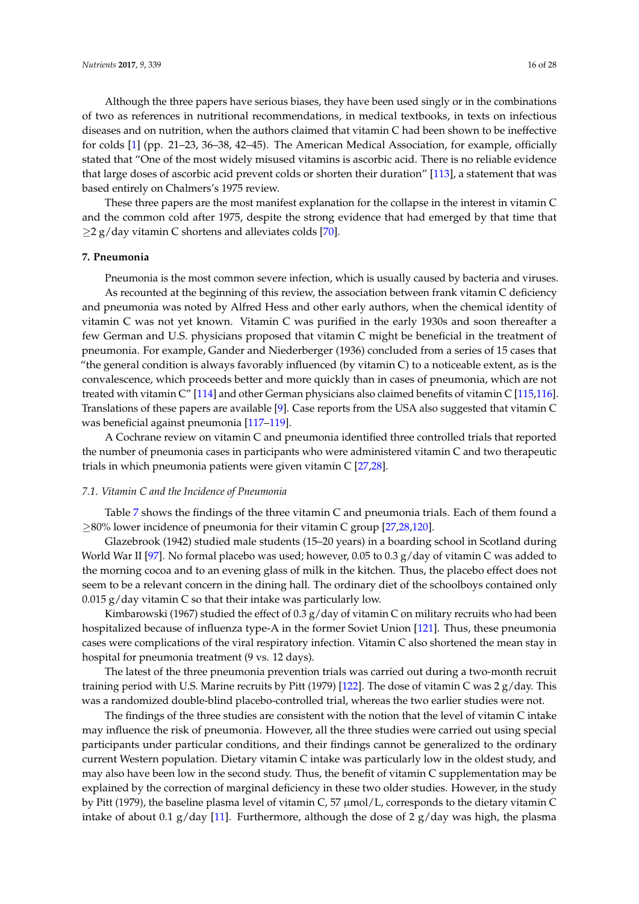Although the three papers have serious biases, they have been used singly or in the combinations of two as references in nutritional recommendations, in medical textbooks, in texts on infectious diseases and on nutrition, when the authors claimed that vitamin C had been shown to be ineffective for colds [1] (pp. 21–23, 36–38, 42–45). The American Medical Association, for example, officially stated that "One of the most widely misused vitamins is ascorbic acid. There is no reliable evidence that large doses of ascorbic acid prevent colds or shorten their duration" [113], a statement that was based entirely on Chalmers's 1975 review.

These three papers are the most manifest explanation for the collapse in the interest in vitamin C and the common cold after 1975, despite the strong evidence that had emerged by that time that $\geq$2 g/day vitamin C shortens and alleviates colds [70].

## 7. Pneumonia

Pneumonia is the most common severe infection, which is usually caused by bacteria and viruses.

As recounted at the beginning of this review, the association between frank vitamin C deficiency and pneumonia was noted by Alfred Hess and other early authors, when the chemical identity of vitamin C was not yet known. Vitamin C was purified in the early 1930s and soon thereafter a few German and U.S. physicians proposed that vitamin C might be beneficial in the treatment of pneumonia. For example, Gander and Niederberger (1936) concluded from a series of 15 cases that "the general condition is always favorably influenced (by vitamin C) to a noticeable extent, as is the convalescence, which proceeds better and more quickly than in cases of pneumonia, which are not treated with vitamin C" [114] and other German physicians also claimed benefits of vitamin C [115,116]. Translations of these papers are available [9]. Case reports from the USA also suggested that vitamin C was beneficial against pneumonia [117–119].

A Cochrane review on vitamin C and pneumonia identified three controlled trials that reported the number of pneumonia cases in participants who were administered vitamin C and two therapeutic trials in which pneumonia patients were given vitamin C [27,28].

### *7.1. Vitamin C and the Incidence of Pneumonia*

Table 7 shows the findings of the three vitamin C and pneumonia trials. Each of them found a $\geq$80% lower incidence of pneumonia for their vitamin C group [27,28,120].

Glazebrook (1942) studied male students (15–20 years) in a boarding school in Scotland during World War II [97]. No formal placebo was used; however, 0.05 to 0.3 g/day of vitamin C was added to the morning cocoa and to an evening glass of milk in the kitchen. Thus, the placebo effect does not seem to be a relevant concern in the dining hall. The ordinary diet of the schoolboys contained only 0.015 g/day vitamin C so that their intake was particularly low.

Kimbarowski (1967) studied the effect of 0.3 g/day of vitamin C on military recruits who had been hospitalized because of influenza type-A in the former Soviet Union [121]. Thus, these pneumonia cases were complications of the viral respiratory infection. Vitamin C also shortened the mean stay in hospital for pneumonia treatment (9 vs. 12 days).

The latest of the three pneumonia prevention trials was carried out during a two-month recruit training period with U.S. Marine recruits by Pitt (1979) [122]. The dose of vitamin C was 2 g/day. This was a randomized double-blind placebo-controlled trial, whereas the two earlier studies were not.

The findings of the three studies are consistent with the notion that the level of vitamin C intake may influence the risk of pneumonia. However, all the three studies were carried out using special participants under particular conditions, and their findings cannot be generalized to the ordinary current Western population. Dietary vitamin C intake was particularly low in the oldest study, and may also have been low in the second study. Thus, the benefit of vitamin C supplementation may be explained by the correction of marginal deficiency in these two older studies. However, in the study by Pitt (1979), the baseline plasma level of vitamin C, 57 μmol/L, corresponds to the dietary vitamin C intake of about 0.1 g/day [11]. Furthermore, although the dose of 2 g/day was high, the plasma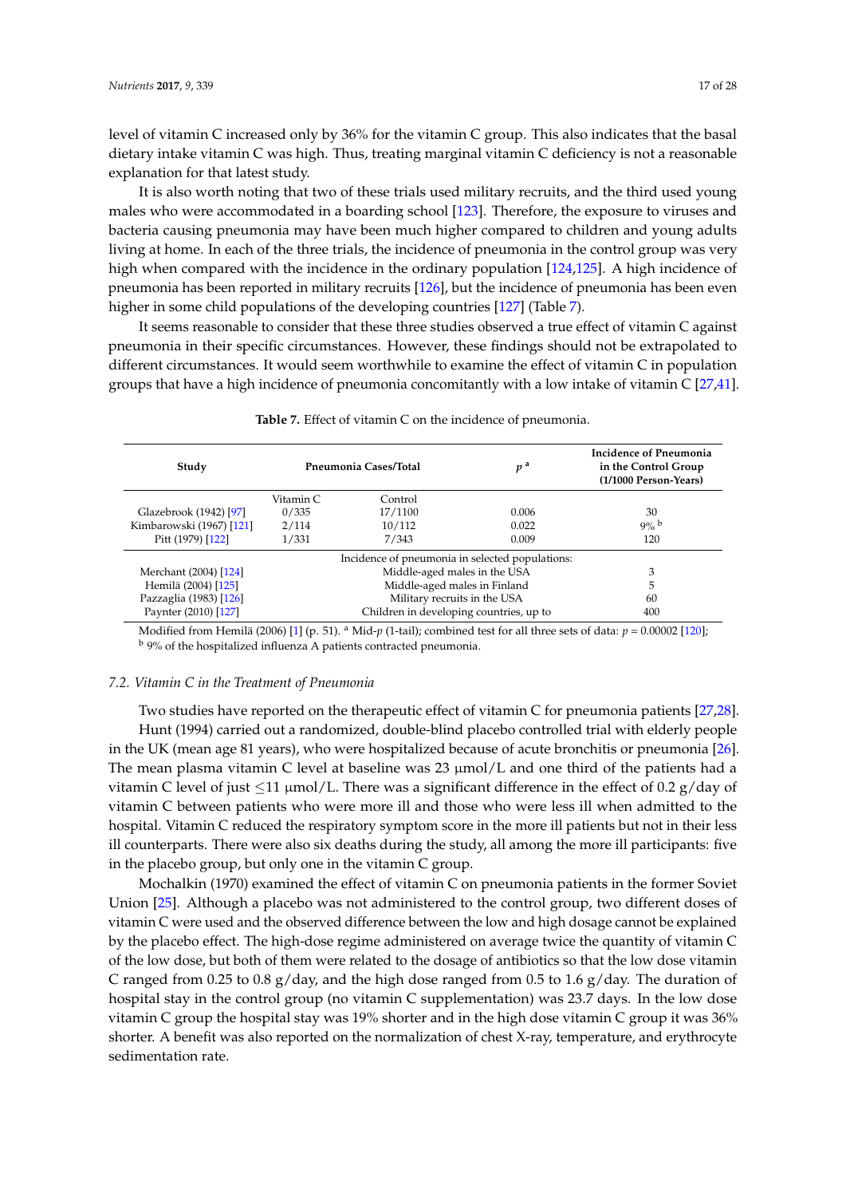level of vitamin C increased only by 36% for the vitamin C group. This also indicates that the basal dietary intake vitamin C was high. Thus, treating marginal vitamin C deficiency is not a reasonable explanation for that latest study.

It is also worth noting that two of these trials used military recruits, and the third used young males who were accommodated in a boarding school [123]. Therefore, the exposure to viruses and bacteria causing pneumonia may have been much higher compared to children and young adults living at home. In each of the three trials, the incidence of pneumonia in the control group was very high when compared with the incidence in the ordinary population [124,125]. A high incidence of pneumonia has been reported in military recruits [126], but the incidence of pneumonia has been even higher in some child populations of the developing countries [127] (Table 7).

It seems reasonable to consider that these three studies observed a true effect of vitamin C against pneumonia in their specific circumstances. However, these findings should not be extrapolated to different circumstances. It would seem worthwhile to examine the effect of vitamin C in population groups that have a high incidence of pneumonia concomitantly with a low intake of vitamin C [27,41].

**Table 7.** Effect of vitamin C on the incidence of pneumonia.

| Study | Pneumonia Cases/Total | | $p$ [a] | Incidence of Pneumonia in the Control Group (1/1000 Person-Years) |
|---|---|---|---|---|
| | Vitamin C | Control | | |
| Glazebrook (1942) [97] | 0/335 | 17/1100 | 0.006 | 30 |
| Kimbarowski (1967) [121] | 2/114 | 10/112 | 0.022 | 9% [b] |
| Pitt (1979) [122] | 1/331 | 7/343 | 0.009 | 120 |
| | Incidence of pneumonia in selected populations: | | | |
| Merchant (2004) [124] | Middle-aged males in the USA | | | 3 |
| Hemilä (2004) [125] | Middle-aged males in Finland | | | 5 |
| Pazzaglia (1983) [126] | Military recruits in the USA | | | 60 |
| Paynter (2010) [127] | Children in developing countries, up to | | | 400 |

Modified from Hemilä (2006) [1] (p. 51). [a] Mid-$p$ (1-tail); combined test for all three sets of data: $p = 0.00002$ [120]; [b] 9% of the hospitalized influenza A patients contracted pneumonia.

### 7.2. Vitamin C in the Treatment of Pneumonia

Two studies have reported on the therapeutic effect of vitamin C for pneumonia patients [27,28].

Hunt (1994) carried out a randomized, double-blind placebo controlled trial with elderly people in the UK (mean age 81 years), who were hospitalized because of acute bronchitis or pneumonia [26]. The mean plasma vitamin C level at baseline was 23 μmol/L and one third of the patients had a vitamin C level of just ≤11 μmol/L. There was a significant difference in the effect of 0.2 g/day of vitamin C between patients who were more ill and those who were less ill when admitted to the hospital. Vitamin C reduced the respiratory symptom score in the more ill patients but not in their less ill counterparts. There were also six deaths during the study, all among the more ill participants: five in the placebo group, but only one in the vitamin C group.

Mochalkin (1970) examined the effect of vitamin C on pneumonia patients in the former Soviet Union [25]. Although a placebo was not administered to the control group, two different doses of vitamin C were used and the observed difference between the low and high dosage cannot be explained by the placebo effect. The high-dose regime administered on average twice the quantity of vitamin C of the low dose, but both of them were related to the dosage of antibiotics so that the low dose vitamin C ranged from 0.25 to 0.8 g/day, and the high dose ranged from 0.5 to 1.6 g/day. The duration of hospital stay in the control group (no vitamin C supplementation) was 23.7 days. In the low dose vitamin C group the hospital stay was 19% shorter and in the high dose vitamin C group it was 36% shorter. A benefit was also reported on the normalization of chest X-ray, temperature, and erythrocyte sedimentation rate.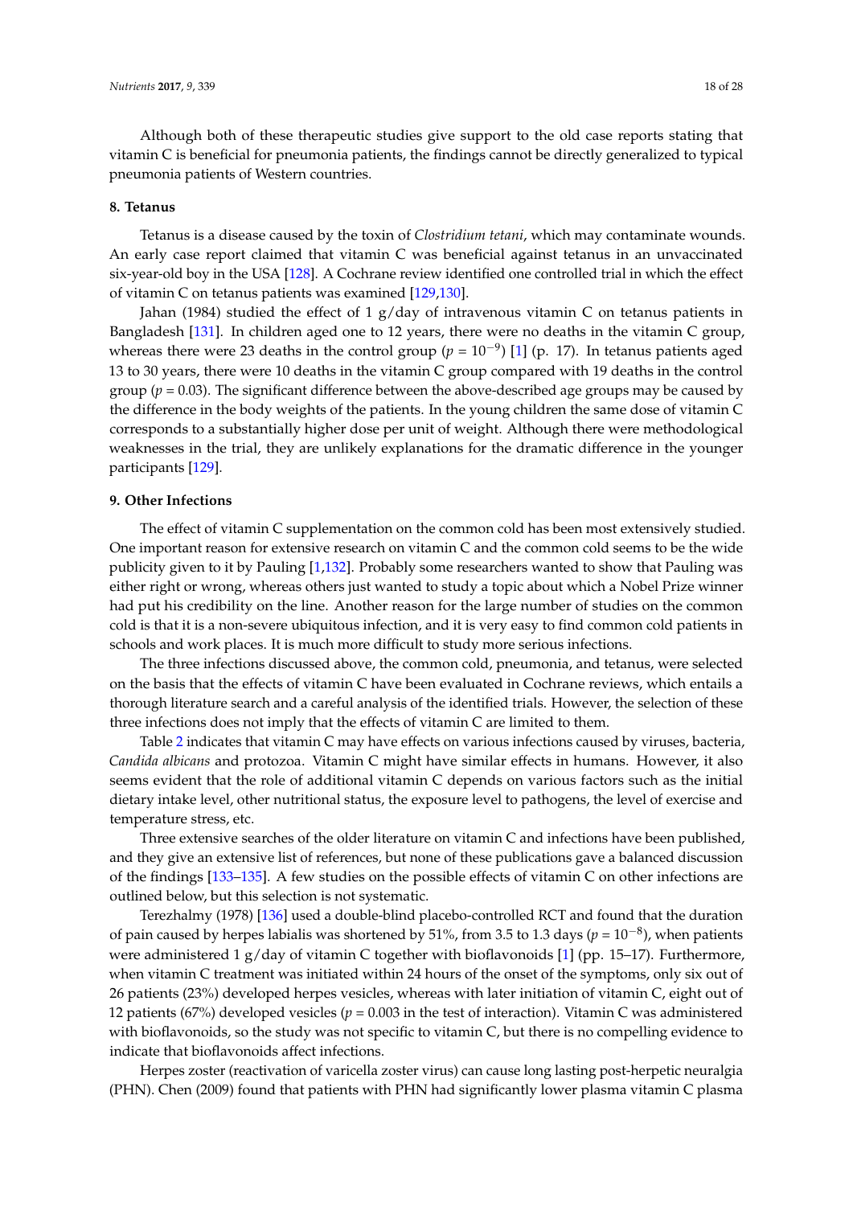Although both of these therapeutic studies give support to the old case reports stating that vitamin C is beneficial for pneumonia patients, the findings cannot be directly generalized to typical pneumonia patients of Western countries.

## 8. Tetanus

Tetanus is a disease caused by the toxin of *Clostridium tetani*, which may contaminate wounds. An early case report claimed that vitamin C was beneficial against tetanus in an unvaccinated six-year-old boy in the USA [128]. A Cochrane review identified one controlled trial in which the effect of vitamin C on tetanus patients was examined [129,130].

Jahan (1984) studied the effect of 1 g/day of intravenous vitamin C on tetanus patients in Bangladesh [131]. In children aged one to 12 years, there were no deaths in the vitamin C group, whereas there were 23 deaths in the control group ($p = 10^{-9}$) [1] (p. 17). In tetanus patients aged 13 to 30 years, there were 10 deaths in the vitamin C group compared with 19 deaths in the control group ($p = 0.03$). The significant difference between the above-described age groups may be caused by the difference in the body weights of the patients. In the young children the same dose of vitamin C corresponds to a substantially higher dose per unit of weight. Although there were methodological weaknesses in the trial, they are unlikely explanations for the dramatic difference in the younger participants [129].

## 9. Other Infections

The effect of vitamin C supplementation on the common cold has been most extensively studied. One important reason for extensive research on vitamin C and the common cold seems to be the wide publicity given to it by Pauling [1,132]. Probably some researchers wanted to show that Pauling was either right or wrong, whereas others just wanted to study a topic about which a Nobel Prize winner had put his credibility on the line. Another reason for the large number of studies on the common cold is that it is a non-severe ubiquitous infection, and it is very easy to find common cold patients in schools and work places. It is much more difficult to study more serious infections.

The three infections discussed above, the common cold, pneumonia, and tetanus, were selected on the basis that the effects of vitamin C have been evaluated in Cochrane reviews, which entails a thorough literature search and a careful analysis of the identified trials. However, the selection of these three infections does not imply that the effects of vitamin C are limited to them.

Table 2 indicates that vitamin C may have effects on various infections caused by viruses, bacteria, *Candida albicans* and protozoa. Vitamin C might have similar effects in humans. However, it also seems evident that the role of additional vitamin C depends on various factors such as the initial dietary intake level, other nutritional status, the exposure level to pathogens, the level of exercise and temperature stress, etc.

Three extensive searches of the older literature on vitamin C and infections have been published, and they give an extensive list of references, but none of these publications gave a balanced discussion of the findings [133–135]. A few studies on the possible effects of vitamin C on other infections are outlined below, but this selection is not systematic.

Terezhalmy (1978) [136] used a double-blind placebo-controlled RCT and found that the duration of pain caused by herpes labialis was shortened by 51%, from 3.5 to 1.3 days ($p = 10^{-8}$), when patients were administered 1 g/day of vitamin C together with bioflavonoids [1] (pp. 15–17). Furthermore, when vitamin C treatment was initiated within 24 hours of the onset of the symptoms, only six out of 26 patients (23%) developed herpes vesicles, whereas with later initiation of vitamin C, eight out of 12 patients (67%) developed vesicles ($p = 0.003$ in the test of interaction). Vitamin C was administered with bioflavonoids, so the study was not specific to vitamin C, but there is no compelling evidence to indicate that bioflavonoids affect infections.

Herpes zoster (reactivation of varicella zoster virus) can cause long lasting post-herpetic neuralgia (PHN). Chen (2009) found that patients with PHN had significantly lower plasma vitamin C plasma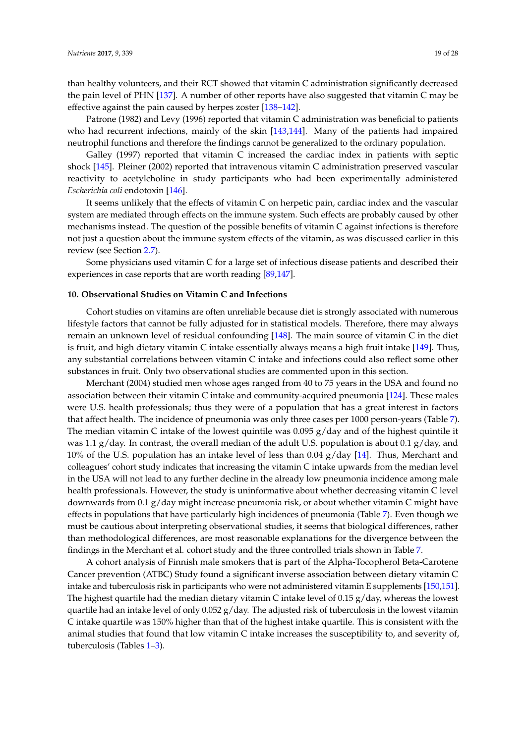than healthy volunteers, and their RCT showed that vitamin C administration significantly decreased the pain level of PHN [137]. A number of other reports have also suggested that vitamin C may be effective against the pain caused by herpes zoster [138–142].

Patrone (1982) and Levy (1996) reported that vitamin C administration was beneficial to patients who had recurrent infections, mainly of the skin [143,144]. Many of the patients had impaired neutrophil functions and therefore the findings cannot be generalized to the ordinary population.

Galley (1997) reported that vitamin C increased the cardiac index in patients with septic shock [145]. Pleiner (2002) reported that intravenous vitamin C administration preserved vascular reactivity to acetylcholine in study participants who had been experimentally administered *Escherichia coli* endotoxin [146].

It seems unlikely that the effects of vitamin C on herpetic pain, cardiac index and the vascular system are mediated through effects on the immune system. Such effects are probably caused by other mechanisms instead. The question of the possible benefits of vitamin C against infections is therefore not just a question about the immune system effects of the vitamin, as was discussed earlier in this review (see Section 2.7).

Some physicians used vitamin C for a large set of infectious disease patients and described their experiences in case reports that are worth reading [89,147].

## 10. Observational Studies on Vitamin C and Infections

Cohort studies on vitamins are often unreliable because diet is strongly associated with numerous lifestyle factors that cannot be fully adjusted for in statistical models. Therefore, there may always remain an unknown level of residual confounding [148]. The main source of vitamin C in the diet is fruit, and high dietary vitamin C intake essentially always means a high fruit intake [149]. Thus, any substantial correlations between vitamin C intake and infections could also reflect some other substances in fruit. Only two observational studies are commented upon in this section.

Merchant (2004) studied men whose ages ranged from 40 to 75 years in the USA and found no association between their vitamin C intake and community-acquired pneumonia [124]. These males were U.S. health professionals; thus they were of a population that has a great interest in factors that affect health. The incidence of pneumonia was only three cases per 1000 person-years (Table 7). The median vitamin C intake of the lowest quintile was 0.095 g/day and of the highest quintile it was 1.1 g/day. In contrast, the overall median of the adult U.S. population is about 0.1 g/day, and 10% of the U.S. population has an intake level of less than 0.04 g/day [14]. Thus, Merchant and colleagues' cohort study indicates that increasing the vitamin C intake upwards from the median level in the USA will not lead to any further decline in the already low pneumonia incidence among male health professionals. However, the study is uninformative about whether decreasing vitamin C level downwards from 0.1 g/day might increase pneumonia risk, or about whether vitamin C might have effects in populations that have particularly high incidences of pneumonia (Table 7). Even though we must be cautious about interpreting observational studies, it seems that biological differences, rather than methodological differences, are most reasonable explanations for the divergence between the findings in the Merchant et al. cohort study and the three controlled trials shown in Table 7.

A cohort analysis of Finnish male smokers that is part of the Alpha-Tocopherol Beta-Carotene Cancer prevention (ATBC) Study found a significant inverse association between dietary vitamin C intake and tuberculosis risk in participants who were not administered vitamin E supplements [150,151]. The highest quartile had the median dietary vitamin C intake level of 0.15 g/day, whereas the lowest quartile had an intake level of only 0.052 g/day. The adjusted risk of tuberculosis in the lowest vitamin C intake quartile was 150% higher than that of the highest intake quartile. This is consistent with the animal studies that found that low vitamin C intake increases the susceptibility to, and severity of, tuberculosis (Tables 1–3).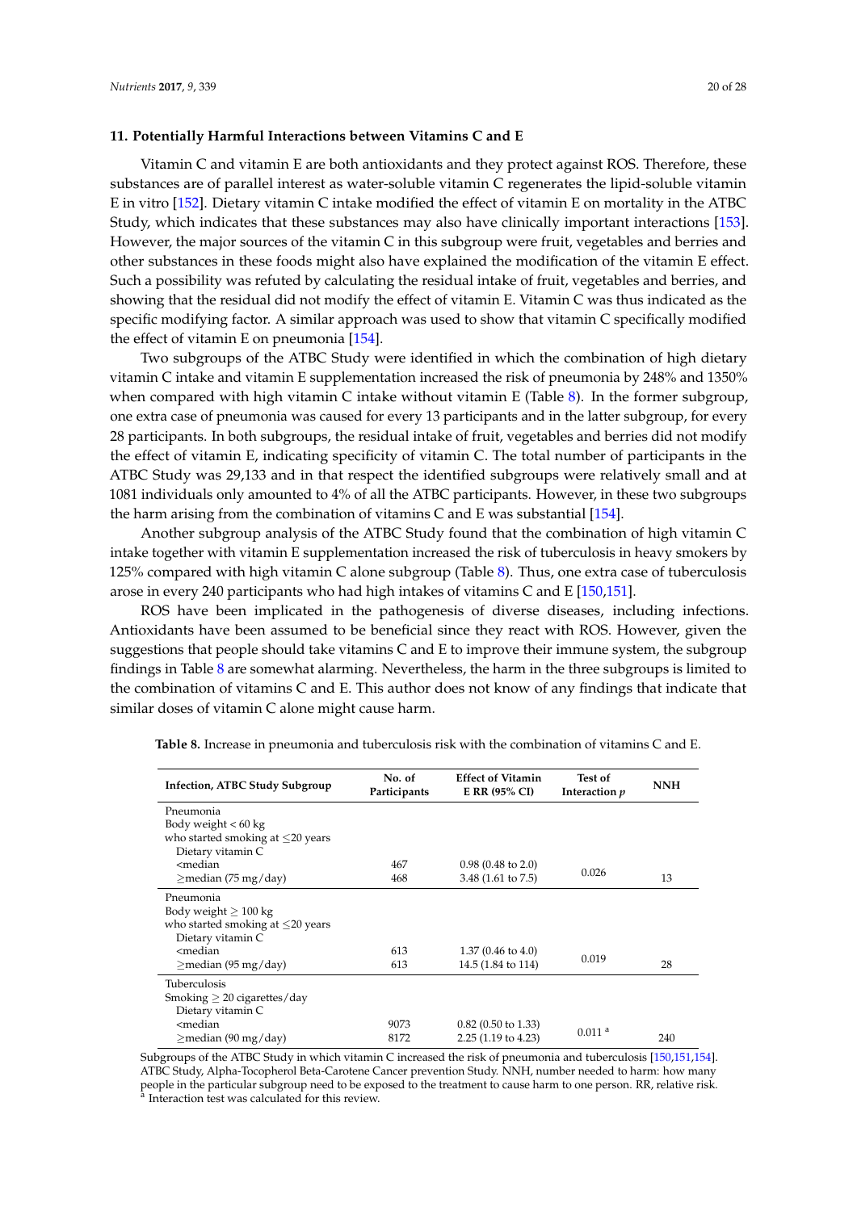## 11. Potentially Harmful Interactions between Vitamins C and E

Vitamin C and vitamin E are both antioxidants and they protect against ROS. Therefore, these substances are of parallel interest as water-soluble vitamin C regenerates the lipid-soluble vitamin E in vitro [152]. Dietary vitamin C intake modified the effect of vitamin E on mortality in the ATBC Study, which indicates that these substances may also have clinically important interactions [153]. However, the major sources of the vitamin C in this subgroup were fruit, vegetables and berries and other substances in these foods might also have explained the modification of the vitamin E effect. Such a possibility was refuted by calculating the residual intake of fruit, vegetables and berries, and showing that the residual did not modify the effect of vitamin E. Vitamin C was thus indicated as the specific modifying factor. A similar approach was used to show that vitamin C specifically modified the effect of vitamin E on pneumonia [154].

Two subgroups of the ATBC Study were identified in which the combination of high dietary vitamin C intake and vitamin E supplementation increased the risk of pneumonia by 248% and 1350% when compared with high vitamin C intake without vitamin E (Table 8). In the former subgroup, one extra case of pneumonia was caused for every 13 participants and in the latter subgroup, for every 28 participants. In both subgroups, the residual intake of fruit, vegetables and berries did not modify the effect of vitamin E, indicating specificity of vitamin C. The total number of participants in the ATBC Study was 29,133 and in that respect the identified subgroups were relatively small and at 1081 individuals only amounted to 4% of all the ATBC participants. However, in these two subgroups the harm arising from the combination of vitamins C and E was substantial [154].

Another subgroup analysis of the ATBC Study found that the combination of high vitamin C intake together with vitamin E supplementation increased the risk of tuberculosis in heavy smokers by 125% compared with high vitamin C alone subgroup (Table 8). Thus, one extra case of tuberculosis arose in every 240 participants who had high intakes of vitamins C and E [150,151].

ROS have been implicated in the pathogenesis of diverse diseases, including infections. Antioxidants have been assumed to be beneficial since they react with ROS. However, given the suggestions that people should take vitamins C and E to improve their immune system, the subgroup findings in Table 8 are somewhat alarming. Nevertheless, the harm in the three subgroups is limited to the combination of vitamins C and E. This author does not know of any findings that indicate that similar doses of vitamin C alone might cause harm.

**Table 8.** Increase in pneumonia and tuberculosis risk with the combination of vitamins C and E.

| Infection, ATBC Study Subgroup | No. of Participants | Effect of Vitamin E RR (95% CI) | Test of Interaction *p* | NNH |
|---|---|---|---|---|
| Pneumonia | | | | |
| Body weight < 60 kg | | | | |
| who started smoking at ≤20 years | | | | |
| Dietary vitamin C | | | | |
| <median | 467 | 0.98 (0.48 to 2.0) | 0.026 | |
| ≥median (75 mg/day) | 468 | 3.48 (1.61 to 7.5) | | 13 |
| Pneumonia | | | | |
| Body weight ≥ 100 kg | | | | |
| who started smoking at ≤20 years | | | | |
| Dietary vitamin C | | | | |
| <median | 613 | 1.37 (0.46 to 4.0) | 0.019 | |
| ≥median (95 mg/day) | 613 | 14.5 (1.84 to 114) | | 28 |
| Tuberculosis | | | | |
| Smoking ≥ 20 cigarettes/day | | | | |
| Dietary vitamin C | | | | |
| <median | 9073 | 0.82 (0.50 to 1.33) | 0.011 [a] | |
| ≥median (90 mg/day) | 8172 | 2.25 (1.19 to 4.23) | | 240 |

Subgroups of the ATBC Study in which vitamin C increased the risk of pneumonia and tuberculosis [150,151,154]. ATBC Study, Alpha-Tocopherol Beta-Carotene Cancer prevention Study. NNH, number needed to harm: how many people in the particular subgroup need to be exposed to the treatment to cause harm to one person. RR, relative risk. [a] Interaction test was calculated for this review.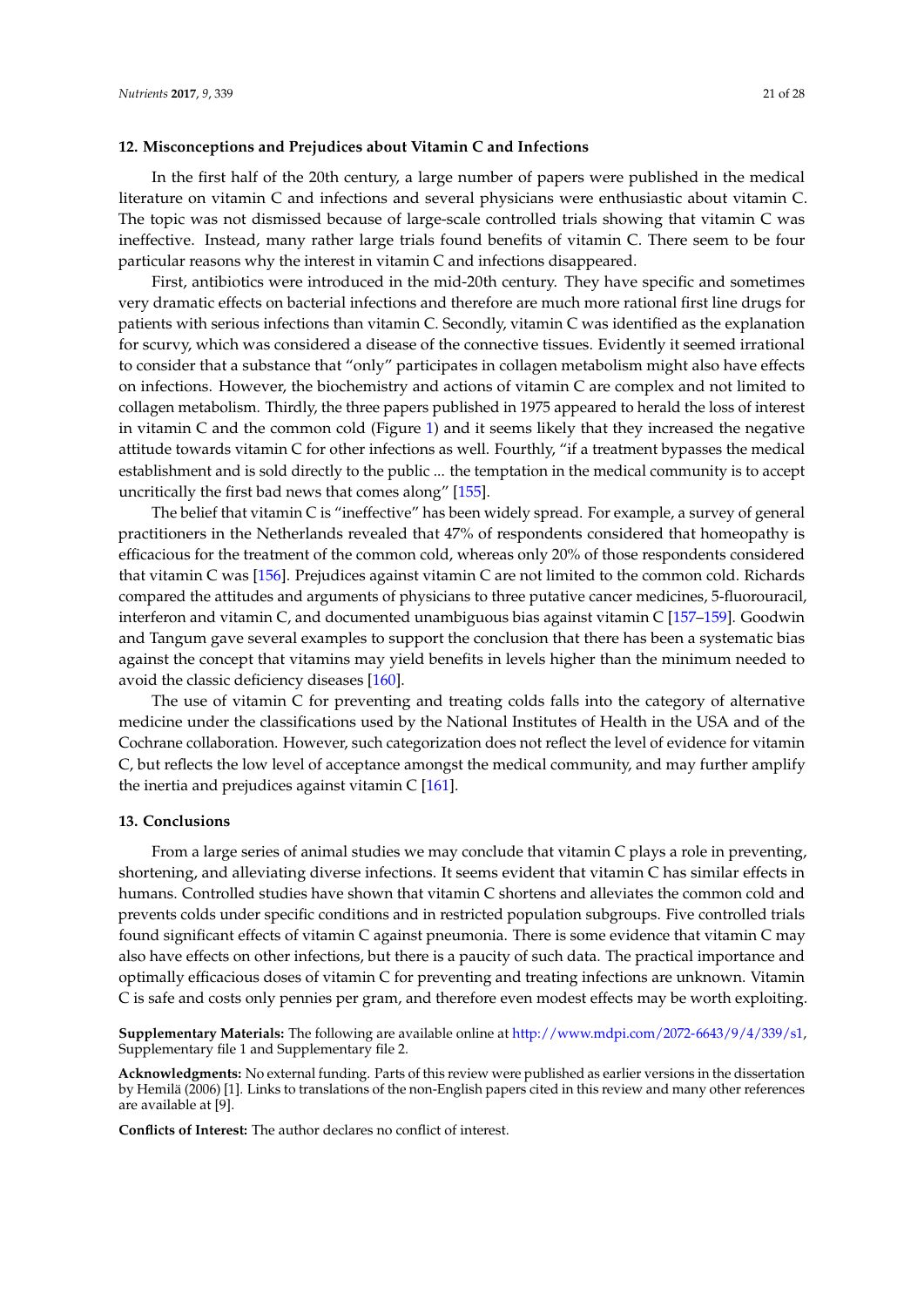## 12. Misconceptions and Prejudices about Vitamin C and Infections

In the first half of the 20th century, a large number of papers were published in the medical literature on vitamin C and infections and several physicians were enthusiastic about vitamin C. The topic was not dismissed because of large-scale controlled trials showing that vitamin C was ineffective. Instead, many rather large trials found benefits of vitamin C. There seem to be four particular reasons why the interest in vitamin C and infections disappeared.

First, antibiotics were introduced in the mid-20th century. They have specific and sometimes very dramatic effects on bacterial infections and therefore are much more rational first line drugs for patients with serious infections than vitamin C. Secondly, vitamin C was identified as the explanation for scurvy, which was considered a disease of the connective tissues. Evidently it seemed irrational to consider that a substance that "only" participates in collagen metabolism might also have effects on infections. However, the biochemistry and actions of vitamin C are complex and not limited to collagen metabolism. Thirdly, the three papers published in 1975 appeared to herald the loss of interest in vitamin C and the common cold (Figure 1) and it seems likely that they increased the negative attitude towards vitamin C for other infections as well. Fourthly, "if a treatment bypasses the medical establishment and is sold directly to the public ... the temptation in the medical community is to accept uncritically the first bad news that comes along" [155].

The belief that vitamin C is "ineffective" has been widely spread. For example, a survey of general practitioners in the Netherlands revealed that 47% of respondents considered that homeopathy is efficacious for the treatment of the common cold, whereas only 20% of those respondents considered that vitamin C was [156]. Prejudices against vitamin C are not limited to the common cold. Richards compared the attitudes and arguments of physicians to three putative cancer medicines, 5-fluorouracil, interferon and vitamin C, and documented unambiguous bias against vitamin C [157–159]. Goodwin and Tangum gave several examples to support the conclusion that there has been a systematic bias against the concept that vitamins may yield benefits in levels higher than the minimum needed to avoid the classic deficiency diseases [160].

The use of vitamin C for preventing and treating colds falls into the category of alternative medicine under the classifications used by the National Institutes of Health in the USA and of the Cochrane collaboration. However, such categorization does not reflect the level of evidence for vitamin C, but reflects the low level of acceptance amongst the medical community, and may further amplify the inertia and prejudices against vitamin C [161].

## 13. Conclusions

From a large series of animal studies we may conclude that vitamin C plays a role in preventing, shortening, and alleviating diverse infections. It seems evident that vitamin C has similar effects in humans. Controlled studies have shown that vitamin C shortens and alleviates the common cold and prevents colds under specific conditions and in restricted population subgroups. Five controlled trials found significant effects of vitamin C against pneumonia. There is some evidence that vitamin C may also have effects on other infections, but there is a paucity of such data. The practical importance and optimally efficacious doses of vitamin C for preventing and treating infections are unknown. Vitamin C is safe and costs only pennies per gram, and therefore even modest effects may be worth exploiting.

**Supplementary Materials:** The following are available online at http://www.mdpi.com/2072-6643/9/4/339/s1, Supplementary file 1 and Supplementary file 2.

**Acknowledgments:** No external funding. Parts of this review were published as earlier versions in the dissertation by Hemilä (2006) [1]. Links to translations of the non-English papers cited in this review and many other references are available at [9].

**Conflicts of Interest:** The author declares no conflict of interest.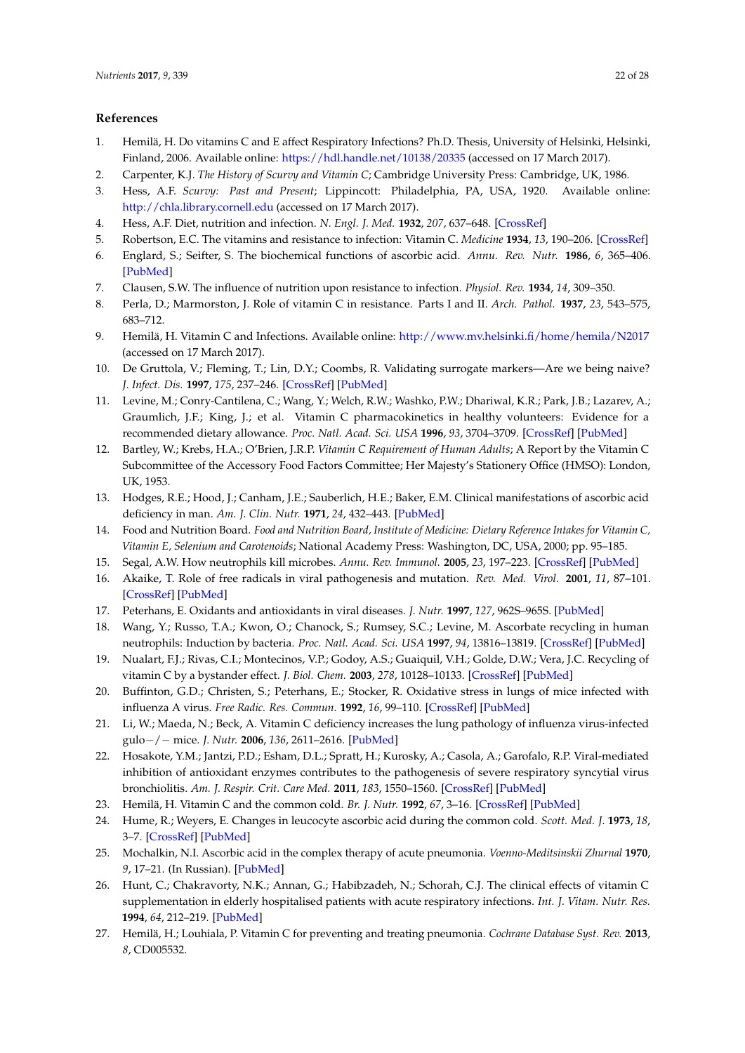## References

1. Hemilä, H. Do vitamins C and E affect Respiratory Infections? Ph.D. Thesis, University of Helsinki, Helsinki, Finland, 2006. Available online: https://hdl.handle.net/10138/20335 (accessed on 17 March 2017).
2. Carpenter, K.J. *The History of Scurvy and Vitamin C*; Cambridge University Press: Cambridge, UK, 1986.
3. Hess, A.F. *Scurvy: Past and Present*; Lippincott: Philadelphia, PA, USA, 1920. Available online: http://chla.library.cornell.edu (accessed on 17 March 2017).
4. Hess, A.F. Diet, nutrition and infection. *N. Engl. J. Med.* **1932**, *207*, 637–648. [CrossRef]
5. Robertson, E.C. The vitamins and resistance to infection: Vitamin C. *Medicine* **1934**, *13*, 190–206. [CrossRef]
6. Englard, S.; Seifter, S. The biochemical functions of ascorbic acid. *Annu. Rev. Nutr.* **1986**, *6*, 365–406. [PubMed]
7. Clausen, S.W. The influence of nutrition upon resistance to infection. *Physiol. Rev.* **1934**, *14*, 309–350.
8. Perla, D.; Marmorston, J. Role of vitamin C in resistance. Parts I and II. *Arch. Pathol.* **1937**, *23*, 543–575, 683–712.
9. Hemilä, H. Vitamin C and Infections. Available online: http://www.mv.helsinki.fi/home/hemila/N2017 (accessed on 17 March 2017).
10. De Gruttola, V.; Fleming, T.; Lin, D.Y.; Coombs, R. Validating surrogate markers—Are we being naive? *J. Infect. Dis.* **1997**, *175*, 237–246. [CrossRef] [PubMed]
11. Levine, M.; Conry-Cantilena, C.; Wang, Y.; Welch, R.W.; Washko, P.W.; Dhariwal, K.R.; Park, J.B.; Lazarev, A.; Graumlich, J.F.; King, J.; et al. Vitamin C pharmacokinetics in healthy volunteers: Evidence for a recommended dietary allowance. *Proc. Natl. Acad. Sci. USA* **1996**, *93*, 3704–3709. [CrossRef] [PubMed]
12. Bartley, W.; Krebs, H.A.; O'Brien, J.R.P. *Vitamin C Requirement of Human Adults*; A Report by the Vitamin C Subcommittee of the Accessory Food Factors Committee; Her Majesty's Stationery Office (HMSO): London, UK, 1953.
13. Hodges, R.E.; Hood, J.; Canham, J.E.; Sauberlich, H.E.; Baker, E.M. Clinical manifestations of ascorbic acid deficiency in man. *Am. J. Clin. Nutr.* **1971**, *24*, 432–443. [PubMed]
14. Food and Nutrition Board. *Food and Nutrition Board, Institute of Medicine: Dietary Reference Intakes for Vitamin C, Vitamin E, Selenium and Carotenoids*; National Academy Press: Washington, DC, USA, 2000; pp. 95–185.
15. Segal, A.W. How neutrophils kill microbes. *Annu. Rev. Immunol.* **2005**, *23*, 197–223. [CrossRef] [PubMed]
16. Akaike, T. Role of free radicals in viral pathogenesis and mutation. *Rev. Med. Virol.* **2001**, *11*, 87–101. [CrossRef] [PubMed]
17. Peterhans, E. Oxidants and antioxidants in viral diseases. *J. Nutr.* **1997**, *127*, 962S–965S. [PubMed]
18. Wang, Y.; Russo, T.A.; Kwon, O.; Chanock, S.; Rumsey, S.C.; Levine, M. Ascorbate recycling in human neutrophils: Induction by bacteria. *Proc. Natl. Acad. Sci. USA* **1997**, *94*, 13816–13819. [CrossRef] [PubMed]
19. Nualart, F.J.; Rivas, C.I.; Montecinos, V.P.; Godoy, A.S.; Guaiquil, V.H.; Golde, D.W.; Vera, J.C. Recycling of vitamin C by a bystander effect. *J. Biol. Chem.* **2003**, *278*, 10128–10133. [CrossRef] [PubMed]
20. Buffinton, G.D.; Christen, S.; Peterhans, E.; Stocker, R. Oxidative stress in lungs of mice infected with influenza A virus. *Free Radic. Res. Commun.* **1992**, *16*, 99–110. [CrossRef] [PubMed]
21. Li, W.; Maeda, N.; Beck, A. Vitamin C deficiency increases the lung pathology of influenza virus-infected gulo−/− mice. *J. Nutr.* **2006**, *136*, 2611–2616. [PubMed]
22. Hosakote, Y.M.; Jantzi, P.D.; Esham, D.L.; Spratt, H.; Kurosky, A.; Casola, A.; Garofalo, R.P. Viral-mediated inhibition of antioxidant enzymes contributes to the pathogenesis of severe respiratory syncytial virus bronchiolitis. *Am. J. Respir. Crit. Care Med.* **2011**, *183*, 1550–1560. [CrossRef] [PubMed]
23. Hemilä, H. Vitamin C and the common cold. *Br. J. Nutr.* **1992**, *67*, 3–16. [CrossRef] [PubMed]
24. Hume, R.; Weyers, E. Changes in leucocyte ascorbic acid during the common cold. *Scott. Med. J.* **1973**, *18*, 3–7. [CrossRef] [PubMed]
25. Mochalkin, N.I. Ascorbic acid in the complex therapy of acute pneumonia. *Voenno-Meditsinskii Zhurnal* **1970**, *9*, 17–21. (In Russian). [PubMed]
26. Hunt, C.; Chakravorty, N.K.; Annan, G.; Habibzadeh, N.; Schorah, C.J. The clinical effects of vitamin C supplementation in elderly hospitalised patients with acute respiratory infections. *Int. J. Vitam. Nutr. Res.* **1994**, *64*, 212–219. [PubMed]
27. Hemilä, H.; Louhiala, P. Vitamin C for preventing and treating pneumonia. *Cochrane Database Syst. Rev.* **2013**, *8*, CD005532.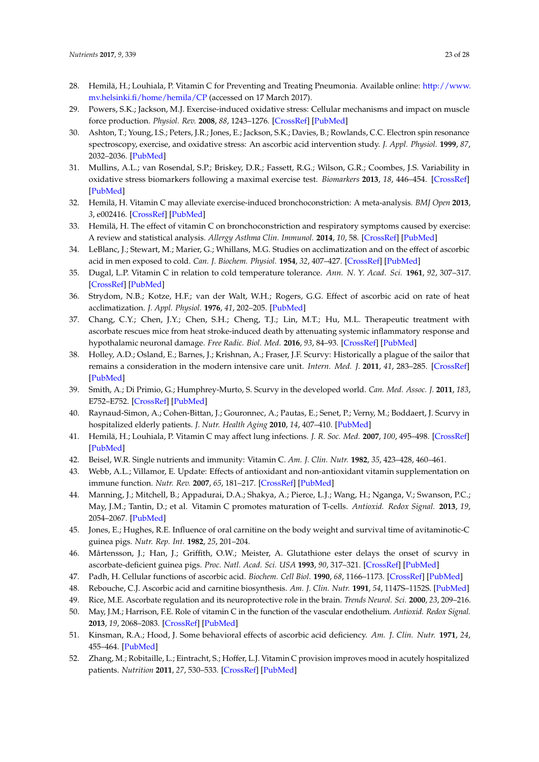28. Hemilä, H.; Louhiala, P. Vitamin C for Preventing and Treating Pneumonia. Available online: http://www.mv.helsinki.fi/home/hemila/CP (accessed on 17 March 2017).
29. Powers, S.K.; Jackson, M.J. Exercise-induced oxidative stress: Cellular mechanisms and impact on muscle force production. *Physiol. Rev.* **2008**, *88*, 1243–1276. [CrossRef] [PubMed]
30. Ashton, T.; Young, I.S.; Peters, J.R.; Jones, E.; Jackson, S.K.; Davies, B.; Rowlands, C.C. Electron spin resonance spectroscopy, exercise, and oxidative stress: An ascorbic acid intervention study. *J. Appl. Physiol.* **1999**, *87*, 2032–2036. [PubMed]
31. Mullins, A.L.; van Rosendal, S.P.; Briskey, D.R.; Fassett, R.G.; Wilson, G.R.; Coombes, J.S. Variability in oxidative stress biomarkers following a maximal exercise test. *Biomarkers* **2013**, *18*, 446–454. [CrossRef] [PubMed]
32. Hemilä, H. Vitamin C may alleviate exercise-induced bronchoconstriction: A meta-analysis. *BMJ Open* **2013**, *3*, e002416. [CrossRef] [PubMed]
33. Hemilä, H. The effect of vitamin C on bronchoconstriction and respiratory symptoms caused by exercise: A review and statistical analysis. *Allergy Asthma Clin. Immunol.* **2014**, *10*, 58. [CrossRef] [PubMed]
34. LeBlanc, J.; Stewart, M.; Marier, G.; Whillans, M.G. Studies on acclimatization and on the effect of ascorbic acid in men exposed to cold. *Can. J. Biochem. Physiol.* **1954**, *32*, 407–427. [CrossRef] [PubMed]
35. Dugal, L.P. Vitamin C in relation to cold temperature tolerance. *Ann. N. Y. Acad. Sci.* **1961**, *92*, 307–317. [CrossRef] [PubMed]
36. Strydom, N.B.; Kotze, H.F.; van der Walt, W.H.; Rogers, G.G. Effect of ascorbic acid on rate of heat acclimatization. *J. Appl. Physiol.* **1976**, *41*, 202–205. [PubMed]
37. Chang, C.Y.; Chen, J.Y.; Chen, S.H.; Cheng, T.J.; Lin, M.T.; Hu, M.L. Therapeutic treatment with ascorbate rescues mice from heat stroke-induced death by attenuating systemic inflammatory response and hypothalamic neuronal damage. *Free Radic. Biol. Med.* **2016**, *93*, 84–93. [CrossRef] [PubMed]
38. Holley, A.D.; Osland, E.; Barnes, J.; Krishnan, A.; Fraser, J.F. Scurvy: Historically a plague of the sailor that remains a consideration in the modern intensive care unit. *Intern. Med. J.* **2011**, *41*, 283–285. [CrossRef] [PubMed]
39. Smith, A.; Di Primio, G.; Humphrey-Murto, S. Scurvy in the developed world. *Can. Med. Assoc. J.* **2011**, *183*, E752–E752. [CrossRef] [PubMed]
40. Raynaud-Simon, A.; Cohen-Bittan, J.; Gouronnec, A.; Pautas, E.; Senet, P.; Verny, M.; Boddaert, J. Scurvy in hospitalized elderly patients. *J. Nutr. Health Aging* **2010**, *14*, 407–410. [PubMed]
41. Hemilä, H.; Louhiala, P. Vitamin C may affect lung infections. *J. R. Soc. Med.* **2007**, *100*, 495–498. [CrossRef] [PubMed]
42. Beisel, W.R. Single nutrients and immunity: Vitamin C. *Am. J. Clin. Nutr.* **1982**, *35*, 423–428, 460–461.
43. Webb, A.L.; Villamor, E. Update: Effects of antioxidant and non-antioxidant vitamin supplementation on immune function. *Nutr. Rev.* **2007**, *65*, 181–217. [CrossRef] [PubMed]
44. Manning, J.; Mitchell, B.; Appadurai, D.A.; Shakya, A.; Pierce, L.J.; Wang, H.; Nganga, V.; Swanson, P.C.; May, J.M.; Tantin, D.; et al. Vitamin C promotes maturation of T-cells. *Antioxid. Redox Signal.* **2013**, *19*, 2054–2067. [PubMed]
45. Jones, E.; Hughes, R.E. Influence of oral carnitine on the body weight and survival time of avitaminotic-C guinea pigs. *Nutr. Rep. Int.* **1982**, *25*, 201–204.
46. Mårtensson, J.; Han, J.; Griffith, O.W.; Meister, A. Glutathione ester delays the onset of scurvy in ascorbate-deficient guinea pigs. *Proc. Natl. Acad. Sci. USA* **1993**, *90*, 317–321. [CrossRef] [PubMed]
47. Padh, H. Cellular functions of ascorbic acid. *Biochem. Cell Biol.* **1990**, *68*, 1166–1173. [CrossRef] [PubMed]
48. Rebouche, C.J. Ascorbic acid and carnitine biosynthesis. *Am. J. Clin. Nutr.* **1991**, *54*, 1147S–1152S. [PubMed]
49. Rice, M.E. Ascorbate regulation and its neuroprotective role in the brain. *Trends Neurol. Sci.* **2000**, *23*, 209–216.
50. May, J.M.; Harrison, F.E. Role of vitamin C in the function of the vascular endothelium. *Antioxid. Redox Signal.* **2013**, *19*, 2068–2083. [CrossRef] [PubMed]
51. Kinsman, R.A.; Hood, J. Some behavioral effects of ascorbic acid deficiency. *Am. J. Clin. Nutr.* **1971**, *24*, 455–464. [PubMed]
52. Zhang, M.; Robitaille, L.; Eintracht, S.; Hoffer, L.J. Vitamin C provision improves mood in acutely hospitalized patients. *Nutrition* **2011**, *27*, 530–533. [CrossRef] [PubMed]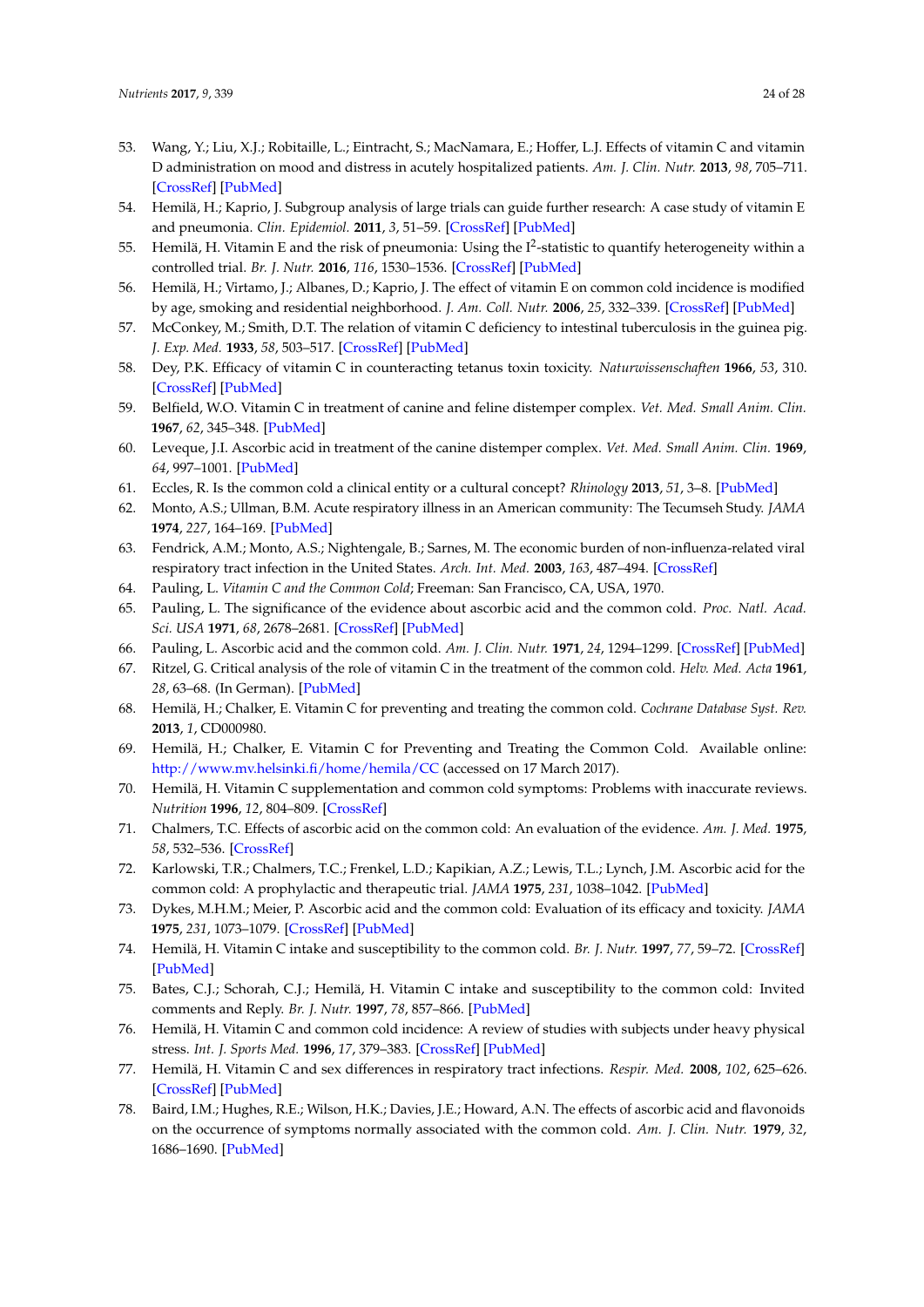53. Wang, Y.; Liu, X.J.; Robitaille, L.; Eintracht, S.; MacNamara, E.; Hoffer, L.J. Effects of vitamin C and vitamin D administration on mood and distress in acutely hospitalized patients. *Am. J. Clin. Nutr.* **2013**, *98*, 705–711. [CrossRef] [PubMed]
54. Hemilä, H.; Kaprio, J. Subgroup analysis of large trials can guide further research: A case study of vitamin E and pneumonia. *Clin. Epidemiol.* **2011**, *3*, 51–59. [CrossRef] [PubMed]
55. Hemilä, H. Vitamin E and the risk of pneumonia: Using the $I^2$-statistic to quantify heterogeneity within a controlled trial. *Br. J. Nutr.* **2016**, *116*, 1530–1536. [CrossRef] [PubMed]
56. Hemilä, H.; Virtamo, J.; Albanes, D.; Kaprio, J. The effect of vitamin E on common cold incidence is modified by age, smoking and residential neighborhood. *J. Am. Coll. Nutr.* **2006**, *25*, 332–339. [CrossRef] [PubMed]
57. McConkey, M.; Smith, D.T. The relation of vitamin C deficiency to intestinal tuberculosis in the guinea pig. *J. Exp. Med.* **1933**, *58*, 503–517. [CrossRef] [PubMed]
58. Dey, P.K. Efficacy of vitamin C in counteracting tetanus toxin toxicity. *Naturwissenschaften* **1966**, *53*, 310. [CrossRef] [PubMed]
59. Belfield, W.O. Vitamin C in treatment of canine and feline distemper complex. *Vet. Med. Small Anim. Clin.* **1967**, *62*, 345–348. [PubMed]
60. Leveque, J.I. Ascorbic acid in treatment of the canine distemper complex. *Vet. Med. Small Anim. Clin.* **1969**, *64*, 997–1001. [PubMed]
61. Eccles, R. Is the common cold a clinical entity or a cultural concept? *Rhinology* **2013**, *51*, 3–8. [PubMed]
62. Monto, A.S.; Ullman, B.M. Acute respiratory illness in an American community: The Tecumseh Study. *JAMA* **1974**, *227*, 164–169. [PubMed]
63. Fendrick, A.M.; Monto, A.S.; Nightengale, B.; Sarnes, M. The economic burden of non-influenza-related viral respiratory tract infection in the United States. *Arch. Int. Med.* **2003**, *163*, 487–494. [CrossRef]
64. Pauling, L. *Vitamin C and the Common Cold*; Freeman: San Francisco, CA, USA, 1970.
65. Pauling, L. The significance of the evidence about ascorbic acid and the common cold. *Proc. Natl. Acad. Sci. USA* **1971**, *68*, 2678–2681. [CrossRef] [PubMed]
66. Pauling, L. Ascorbic acid and the common cold. *Am. J. Clin. Nutr.* **1971**, *24*, 1294–1299. [CrossRef] [PubMed]
67. Ritzel, G. Critical analysis of the role of vitamin C in the treatment of the common cold. *Helv. Med. Acta* **1961**, *28*, 63–68. (In German). [PubMed]
68. Hemilä, H.; Chalker, E. Vitamin C for preventing and treating the common cold. *Cochrane Database Syst. Rev.* **2013**, *1*, CD000980.
69. Hemilä, H.; Chalker, E. Vitamin C for Preventing and Treating the Common Cold. Available online: http://www.mv.helsinki.fi/home/hemila/CC (accessed on 17 March 2017).
70. Hemilä, H. Vitamin C supplementation and common cold symptoms: Problems with inaccurate reviews. *Nutrition* **1996**, *12*, 804–809. [CrossRef]
71. Chalmers, T.C. Effects of ascorbic acid on the common cold: An evaluation of the evidence. *Am. J. Med.* **1975**, *58*, 532–536. [CrossRef]
72. Karlowski, T.R.; Chalmers, T.C.; Frenkel, L.D.; Kapikian, A.Z.; Lewis, T.L.; Lynch, J.M. Ascorbic acid for the common cold: A prophylactic and therapeutic trial. *JAMA* **1975**, *231*, 1038–1042. [PubMed]
73. Dykes, M.H.M.; Meier, P. Ascorbic acid and the common cold: Evaluation of its efficacy and toxicity. *JAMA* **1975**, *231*, 1073–1079. [CrossRef] [PubMed]
74. Hemilä, H. Vitamin C intake and susceptibility to the common cold. *Br. J. Nutr.* **1997**, *77*, 59–72. [CrossRef] [PubMed]
75. Bates, C.J.; Schorah, C.J.; Hemilä, H. Vitamin C intake and susceptibility to the common cold: Invited comments and Reply. *Br. J. Nutr.* **1997**, *78*, 857–866. [PubMed]
76. Hemilä, H. Vitamin C and common cold incidence: A review of studies with subjects under heavy physical stress. *Int. J. Sports Med.* **1996**, *17*, 379–383. [CrossRef] [PubMed]
77. Hemilä, H. Vitamin C and sex differences in respiratory tract infections. *Respir. Med.* **2008**, *102*, 625–626. [CrossRef] [PubMed]
78. Baird, I.M.; Hughes, R.E.; Wilson, H.K.; Davies, J.E.; Howard, A.N. The effects of ascorbic acid and flavonoids on the occurrence of symptoms normally associated with the common cold. *Am. J. Clin. Nutr.* **1979**, *32*, 1686–1690. [PubMed]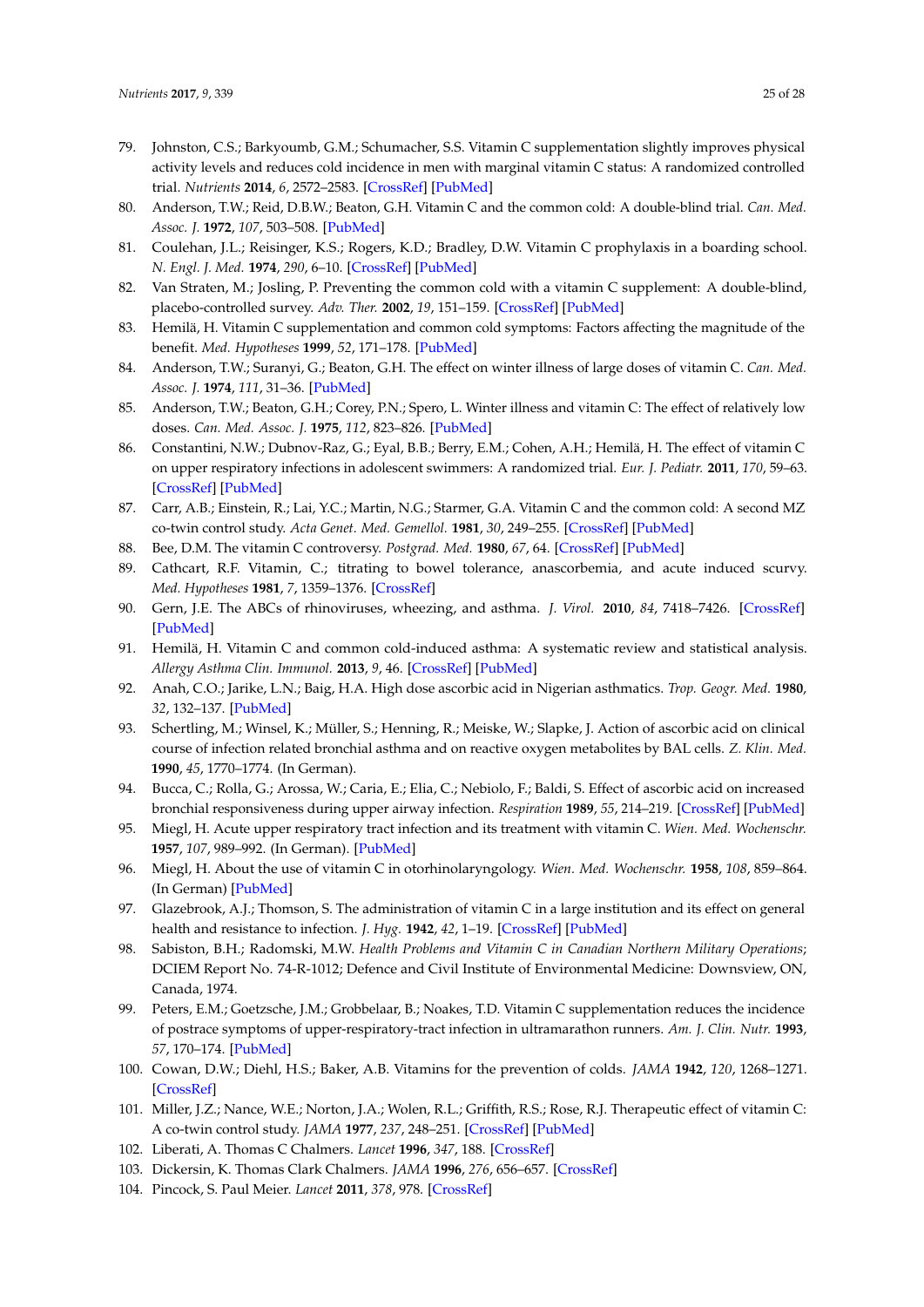79. Johnston, C.S.; Barkyoumb, G.M.; Schumacher, S.S. Vitamin C supplementation slightly improves physical activity levels and reduces cold incidence in men with marginal vitamin C status: A randomized controlled trial. *Nutrients* **2014**, *6*, 2572–2583. [CrossRef] [PubMed]
80. Anderson, T.W.; Reid, D.B.W.; Beaton, G.H. Vitamin C and the common cold: A double-blind trial. *Can. Med. Assoc. J.* **1972**, *107*, 503–508. [PubMed]
81. Coulehan, J.L.; Reisinger, K.S.; Rogers, K.D.; Bradley, D.W. Vitamin C prophylaxis in a boarding school. *N. Engl. J. Med.* **1974**, *290*, 6–10. [CrossRef] [PubMed]
82. Van Straten, M.; Josling, P. Preventing the common cold with a vitamin C supplement: A double-blind, placebo-controlled survey. *Adv. Ther.* **2002**, *19*, 151–159. [CrossRef] [PubMed]
83. Hemilä, H. Vitamin C supplementation and common cold symptoms: Factors affecting the magnitude of the benefit. *Med. Hypotheses* **1999**, *52*, 171–178. [PubMed]
84. Anderson, T.W.; Suranyi, G.; Beaton, G.H. The effect on winter illness of large doses of vitamin C. *Can. Med. Assoc. J.* **1974**, *111*, 31–36. [PubMed]
85. Anderson, T.W.; Beaton, G.H.; Corey, P.N.; Spero, L. Winter illness and vitamin C: The effect of relatively low doses. *Can. Med. Assoc. J.* **1975**, *112*, 823–826. [PubMed]
86. Constantini, N.W.; Dubnov-Raz, G.; Eyal, B.B.; Berry, E.M.; Cohen, A.H.; Hemilä, H. The effect of vitamin C on upper respiratory infections in adolescent swimmers: A randomized trial. *Eur. J. Pediatr.* **2011**, *170*, 59–63. [CrossRef] [PubMed]
87. Carr, A.B.; Einstein, R.; Lai, Y.C.; Martin, N.G.; Starmer, G.A. Vitamin C and the common cold: A second MZ co-twin control study. *Acta Genet. Med. Gemellol.* **1981**, *30*, 249–255. [CrossRef] [PubMed]
88. Bee, D.M. The vitamin C controversy. *Postgrad. Med.* **1980**, *67*, 64. [CrossRef] [PubMed]
89. Cathcart, R.F. Vitamin, C.; titrating to bowel tolerance, anascorbemia, and acute induced scurvy. *Med. Hypotheses* **1981**, *7*, 1359–1376. [CrossRef]
90. Gern, J.E. The ABCs of rhinoviruses, wheezing, and asthma. *J. Virol.* **2010**, *84*, 7418–7426. [CrossRef] [PubMed]
91. Hemilä, H. Vitamin C and common cold-induced asthma: A systematic review and statistical analysis. *Allergy Asthma Clin. Immunol.* **2013**, *9*, 46. [CrossRef] [PubMed]
92. Anah, C.O.; Jarike, L.N.; Baig, H.A. High dose ascorbic acid in Nigerian asthmatics. *Trop. Geogr. Med.* **1980**, *32*, 132–137. [PubMed]
93. Schertling, M.; Winsel, K.; Müller, S.; Henning, R.; Meiske, W.; Slapke, J. Action of ascorbic acid on clinical course of infection related bronchial asthma and on reactive oxygen metabolites by BAL cells. *Z. Klin. Med.* **1990**, *45*, 1770–1774. (In German).
94. Bucca, C.; Rolla, G.; Arossa, W.; Caria, E.; Elia, C.; Nebiolo, F.; Baldi, S. Effect of ascorbic acid on increased bronchial responsiveness during upper airway infection. *Respiration* **1989**, *55*, 214–219. [CrossRef] [PubMed]
95. Miegl, H. Acute upper respiratory tract infection and its treatment with vitamin C. *Wien. Med. Wochenschr.* **1957**, *107*, 989–992. (In German). [PubMed]
96. Miegl, H. About the use of vitamin C in otorhinolaryngology. *Wien. Med. Wochenschr.* **1958**, *108*, 859–864. (In German) [PubMed]
97. Glazebrook, A.J.; Thomson, S. The administration of vitamin C in a large institution and its effect on general health and resistance to infection. *J. Hyg.* **1942**, *42*, 1–19. [CrossRef] [PubMed]
98. Sabiston, B.H.; Radomski, M.W. *Health Problems and Vitamin C in Canadian Northern Military Operations*; DCIEM Report No. 74-R-1012; Defence and Civil Institute of Environmental Medicine: Downsview, ON, Canada, 1974.
99. Peters, E.M.; Goetzsche, J.M.; Grobbelaar, B.; Noakes, T.D. Vitamin C supplementation reduces the incidence of postrace symptoms of upper-respiratory-tract infection in ultramarathon runners. *Am. J. Clin. Nutr.* **1993**, *57*, 170–174. [PubMed]
100. Cowan, D.W.; Diehl, H.S.; Baker, A.B. Vitamins for the prevention of colds. *JAMA* **1942**, *120*, 1268–1271. [CrossRef]
101. Miller, J.Z.; Nance, W.E.; Norton, J.A.; Wolen, R.L.; Griffith, R.S.; Rose, R.J. Therapeutic effect of vitamin C: A co-twin control study. *JAMA* **1977**, *237*, 248–251. [CrossRef] [PubMed]
102. Liberati, A. Thomas C Chalmers. *Lancet* **1996**, *347*, 188. [CrossRef]
103. Dickersin, K. Thomas Clark Chalmers. *JAMA* **1996**, *276*, 656–657. [CrossRef]
104. Pincock, S. Paul Meier. *Lancet* **2011**, *378*, 978. [CrossRef]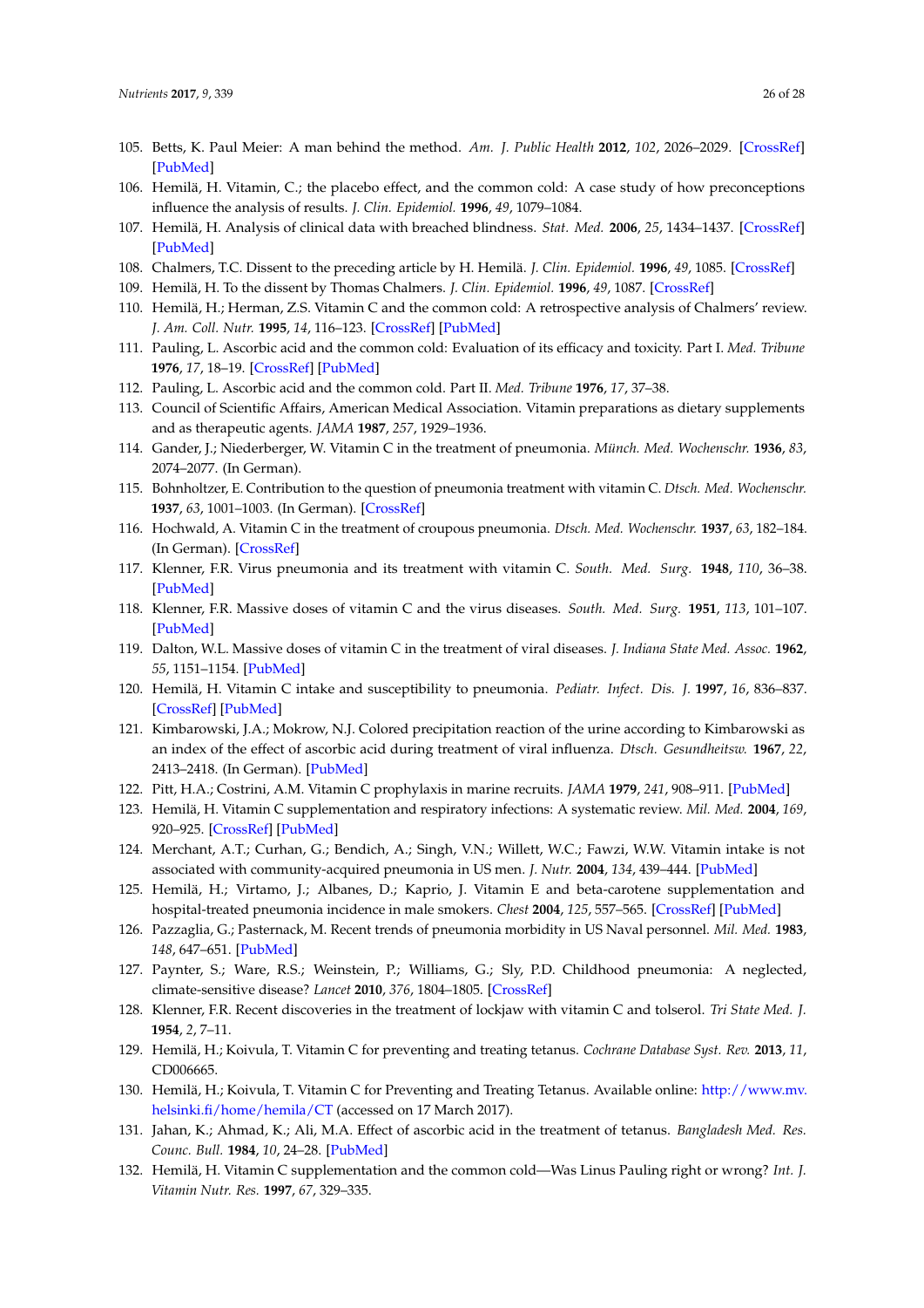105. Betts, K. Paul Meier: A man behind the method. *Am. J. Public Health* **2012**, *102*, 2026–2029. [CrossRef] [PubMed]
106. Hemilä, H. Vitamin, C.; the placebo effect, and the common cold: A case study of how preconceptions influence the analysis of results. *J. Clin. Epidemiol.* **1996**, *49*, 1079–1084.
107. Hemilä, H. Analysis of clinical data with breached blindness. *Stat. Med.* **2006**, *25*, 1434–1437. [CrossRef] [PubMed]
108. Chalmers, T.C. Dissent to the preceding article by H. Hemilä. *J. Clin. Epidemiol.* **1996**, *49*, 1085. [CrossRef]
109. Hemilä, H. To the dissent by Thomas Chalmers. *J. Clin. Epidemiol.* **1996**, *49*, 1087. [CrossRef]
110. Hemilä, H.; Herman, Z.S. Vitamin C and the common cold: A retrospective analysis of Chalmers' review. *J. Am. Coll. Nutr.* **1995**, *14*, 116–123. [CrossRef] [PubMed]
111. Pauling, L. Ascorbic acid and the common cold: Evaluation of its efficacy and toxicity. Part I. *Med. Tribune* **1976**, *17*, 18–19. [CrossRef] [PubMed]
112. Pauling, L. Ascorbic acid and the common cold. Part II. *Med. Tribune* **1976**, *17*, 37–38.
113. Council of Scientific Affairs, American Medical Association. Vitamin preparations as dietary supplements and as therapeutic agents. *JAMA* **1987**, *257*, 1929–1936.
114. Gander, J.; Niederberger, W. Vitamin C in the treatment of pneumonia. *Münch. Med. Wochenschr.* **1936**, *83*, 2074–2077. (In German).
115. Bohnholtzer, E. Contribution to the question of pneumonia treatment with vitamin C. *Dtsch. Med. Wochenschr.* **1937**, *63*, 1001–1003. (In German). [CrossRef]
116. Hochwald, A. Vitamin C in the treatment of croupous pneumonia. *Dtsch. Med. Wochenschr.* **1937**, *63*, 182–184. (In German). [CrossRef]
117. Klenner, F.R. Virus pneumonia and its treatment with vitamin C. *South. Med. Surg.* **1948**, *110*, 36–38. [PubMed]
118. Klenner, F.R. Massive doses of vitamin C and the virus diseases. *South. Med. Surg.* **1951**, *113*, 101–107. [PubMed]
119. Dalton, W.L. Massive doses of vitamin C in the treatment of viral diseases. *J. Indiana State Med. Assoc.* **1962**, *55*, 1151–1154. [PubMed]
120. Hemilä, H. Vitamin C intake and susceptibility to pneumonia. *Pediatr. Infect. Dis. J.* **1997**, *16*, 836–837. [CrossRef] [PubMed]
121. Kimbarowski, J.A.; Mokrow, N.J. Colored precipitation reaction of the urine according to Kimbarowski as an index of the effect of ascorbic acid during treatment of viral influenza. *Dtsch. Gesundheitsw.* **1967**, *22*, 2413–2418. (In German). [PubMed]
122. Pitt, H.A.; Costrini, A.M. Vitamin C prophylaxis in marine recruits. *JAMA* **1979**, *241*, 908–911. [PubMed]
123. Hemilä, H. Vitamin C supplementation and respiratory infections: A systematic review. *Mil. Med.* **2004**, *169*, 920–925. [CrossRef] [PubMed]
124. Merchant, A.T.; Curhan, G.; Bendich, A.; Singh, V.N.; Willett, W.C.; Fawzi, W.W. Vitamin intake is not associated with community-acquired pneumonia in US men. *J. Nutr.* **2004**, *134*, 439–444. [PubMed]
125. Hemilä, H.; Virtamo, J.; Albanes, D.; Kaprio, J. Vitamin E and beta-carotene supplementation and hospital-treated pneumonia incidence in male smokers. *Chest* **2004**, *125*, 557–565. [CrossRef] [PubMed]
126. Pazzaglia, G.; Pasternack, M. Recent trends of pneumonia morbidity in US Naval personnel. *Mil. Med.* **1983**, *148*, 647–651. [PubMed]
127. Paynter, S.; Ware, R.S.; Weinstein, P.; Williams, G.; Sly, P.D. Childhood pneumonia: A neglected, climate-sensitive disease? *Lancet* **2010**, *376*, 1804–1805. [CrossRef]
128. Klenner, F.R. Recent discoveries in the treatment of lockjaw with vitamin C and tolserol. *Tri State Med. J.* **1954**, *2*, 7–11.
129. Hemilä, H.; Koivula, T. Vitamin C for preventing and treating tetanus. *Cochrane Database Syst. Rev.* **2013**, *11*, CD006665.
130. Hemilä, H.; Koivula, T. Vitamin C for Preventing and Treating Tetanus. Available online: http://www.mv.helsinki.fi/home/hemila/CT (accessed on 17 March 2017).
131. Jahan, K.; Ahmad, K.; Ali, M.A. Effect of ascorbic acid in the treatment of tetanus. *Bangladesh Med. Res. Counc. Bull.* **1984**, *10*, 24–28. [PubMed]
132. Hemilä, H. Vitamin C supplementation and the common cold—Was Linus Pauling right or wrong? *Int. J. Vitamin Nutr. Res.* **1997**, *67*, 329–335.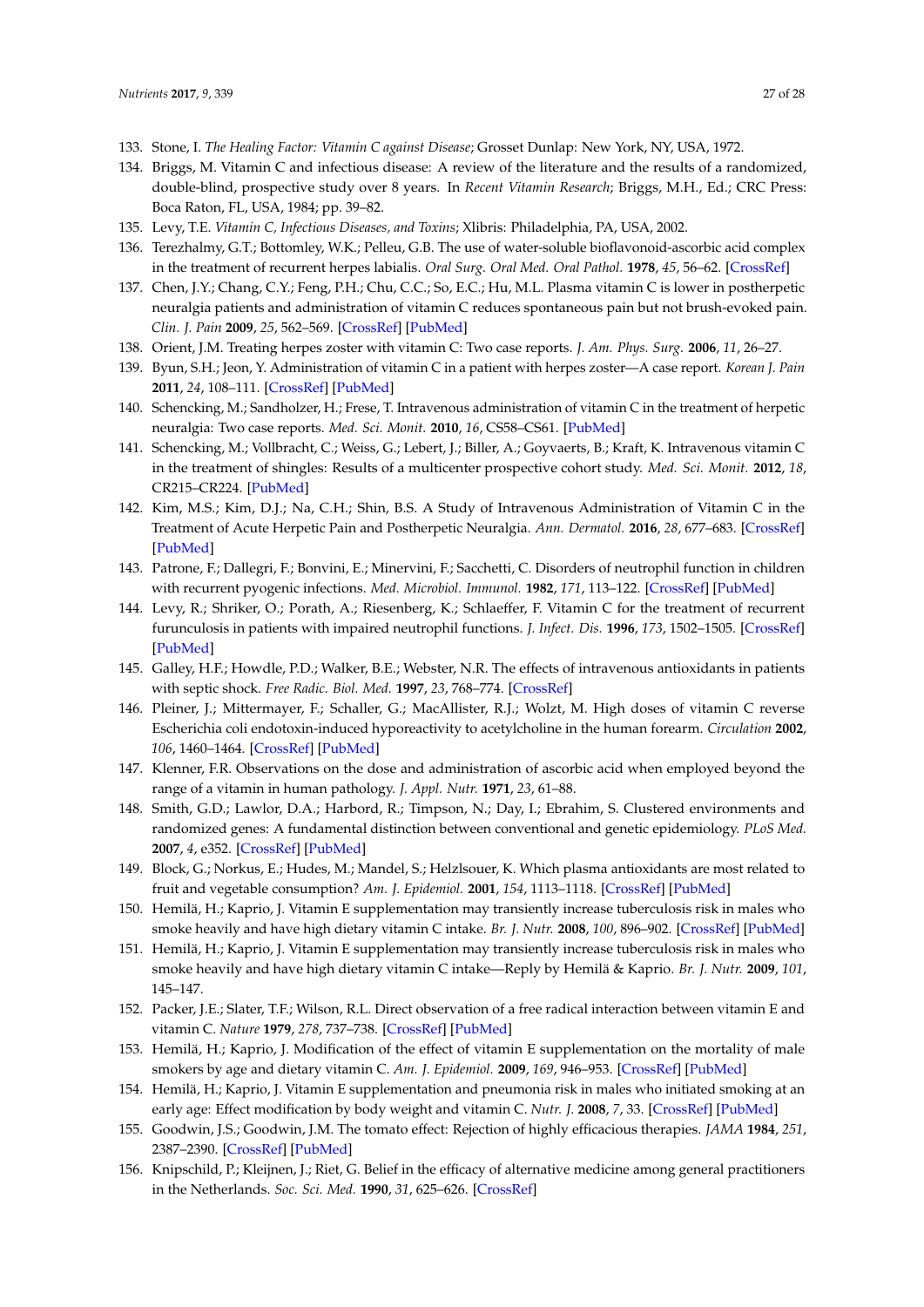133. Stone, I. *The Healing Factor: Vitamin C against Disease*; Grosset Dunlap: New York, NY, USA, 1972.
134. Briggs, M. Vitamin C and infectious disease: A review of the literature and the results of a randomized, double-blind, prospective study over 8 years. In *Recent Vitamin Research*; Briggs, M.H., Ed.; CRC Press: Boca Raton, FL, USA, 1984; pp. 39–82.
135. Levy, T.E. *Vitamin C, Infectious Diseases, and Toxins*; Xlibris: Philadelphia, PA, USA, 2002.
136. Terezhalmy, G.T.; Bottomley, W.K.; Pelleu, G.B. The use of water-soluble bioflavonoid-ascorbic acid complex in the treatment of recurrent herpes labialis. *Oral Surg. Oral Med. Oral Pathol.* **1978**, *45*, 56–62. [CrossRef]
137. Chen, J.Y.; Chang, C.Y.; Feng, P.H.; Chu, C.C.; So, E.C.; Hu, M.L. Plasma vitamin C is lower in postherpetic neuralgia patients and administration of vitamin C reduces spontaneous pain but not brush-evoked pain. *Clin. J. Pain* **2009**, *25*, 562–569. [CrossRef] [PubMed]
138. Orient, J.M. Treating herpes zoster with vitamin C: Two case reports. *J. Am. Phys. Surg.* **2006**, *11*, 26–27.
139. Byun, S.H.; Jeon, Y. Administration of vitamin C in a patient with herpes zoster—A case report. *Korean J. Pain* **2011**, *24*, 108–111. [CrossRef] [PubMed]
140. Schencking, M.; Sandholzer, H.; Frese, T. Intravenous administration of vitamin C in the treatment of herpetic neuralgia: Two case reports. *Med. Sci. Monit.* **2010**, *16*, CS58–CS61. [PubMed]
141. Schencking, M.; Vollbracht, C.; Weiss, G.; Lebert, J.; Biller, A.; Goyvaerts, B.; Kraft, K. Intravenous vitamin C in the treatment of shingles: Results of a multicenter prospective cohort study. *Med. Sci. Monit.* **2012**, *18*, CR215–CR224. [PubMed]
142. Kim, M.S.; Kim, D.J.; Na, C.H.; Shin, B.S. A Study of Intravenous Administration of Vitamin C in the Treatment of Acute Herpetic Pain and Postherpetic Neuralgia. *Ann. Dermatol.* **2016**, *28*, 677–683. [CrossRef] [PubMed]
143. Patrone, F.; Dallegri, F.; Bonvini, E.; Minervini, F.; Sacchetti, C. Disorders of neutrophil function in children with recurrent pyogenic infections. *Med. Microbiol. Immunol.* **1982**, *171*, 113–122. [CrossRef] [PubMed]
144. Levy, R.; Shriker, O.; Porath, A.; Riesenberg, K.; Schlaeffer, F. Vitamin C for the treatment of recurrent furunculosis in patients with impaired neutrophil functions. *J. Infect. Dis.* **1996**, *173*, 1502–1505. [CrossRef] [PubMed]
145. Galley, H.F.; Howdle, P.D.; Walker, B.E.; Webster, N.R. The effects of intravenous antioxidants in patients with septic shock. *Free Radic. Biol. Med.* **1997**, *23*, 768–774. [CrossRef]
146. Pleiner, J.; Mittermayer, F.; Schaller, G.; MacAllister, R.J.; Wolzt, M. High doses of vitamin C reverse Escherichia coli endotoxin-induced hyporeactivity to acetylcholine in the human forearm. *Circulation* **2002**, *106*, 1460–1464. [CrossRef] [PubMed]
147. Klenner, F.R. Observations on the dose and administration of ascorbic acid when employed beyond the range of a vitamin in human pathology. *J. Appl. Nutr.* **1971**, *23*, 61–88.
148. Smith, G.D.; Lawlor, D.A.; Harbord, R.; Timpson, N.; Day, I.; Ebrahim, S. Clustered environments and randomized genes: A fundamental distinction between conventional and genetic epidemiology. *PLoS Med.* **2007**, *4*, e352. [CrossRef] [PubMed]
149. Block, G.; Norkus, E.; Hudes, M.; Mandel, S.; Helzlsouer, K. Which plasma antioxidants are most related to fruit and vegetable consumption? *Am. J. Epidemiol.* **2001**, *154*, 1113–1118. [CrossRef] [PubMed]
150. Hemilä, H.; Kaprio, J. Vitamin E supplementation may transiently increase tuberculosis risk in males who smoke heavily and have high dietary vitamin C intake. *Br. J. Nutr.* **2008**, *100*, 896–902. [CrossRef] [PubMed]
151. Hemilä, H.; Kaprio, J. Vitamin E supplementation may transiently increase tuberculosis risk in males who smoke heavily and have high dietary vitamin C intake—Reply by Hemilä & Kaprio. *Br. J. Nutr.* **2009**, *101*, 145–147.
152. Packer, J.E.; Slater, T.F.; Wilson, R.L. Direct observation of a free radical interaction between vitamin E and vitamin C. *Nature* **1979**, *278*, 737–738. [CrossRef] [PubMed]
153. Hemilä, H.; Kaprio, J. Modification of the effect of vitamin E supplementation on the mortality of male smokers by age and dietary vitamin C. *Am. J. Epidemiol.* **2009**, *169*, 946–953. [CrossRef] [PubMed]
154. Hemilä, H.; Kaprio, J. Vitamin E supplementation and pneumonia risk in males who initiated smoking at an early age: Effect modification by body weight and vitamin C. *Nutr. J.* **2008**, *7*, 33. [CrossRef] [PubMed]
155. Goodwin, J.S.; Goodwin, J.M. The tomato effect: Rejection of highly efficacious therapies. *JAMA* **1984**, *251*, 2387–2390. [CrossRef] [PubMed]
156. Knipschild, P.; Kleijnen, J.; Riet, G. Belief in the efficacy of alternative medicine among general practitioners in the Netherlands. *Soc. Sci. Med.* **1990**, *31*, 625–626. [CrossRef]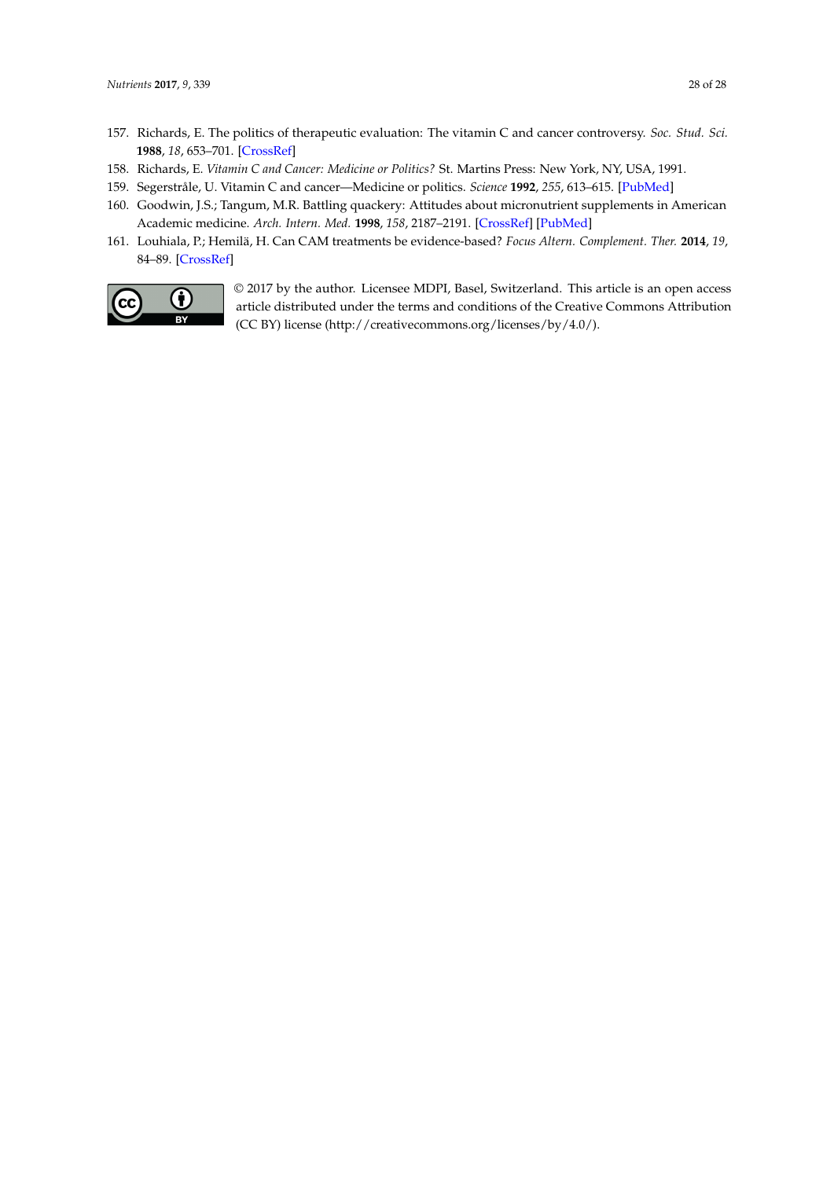157. Richards, E. The politics of therapeutic evaluation: The vitamin C and cancer controversy. *Soc. Stud. Sci.* **1988**, *18*, 653–701. [CrossRef]
158. Richards, E. *Vitamin C and Cancer: Medicine or Politics?* St. Martins Press: New York, NY, USA, 1991.
159. Segerstråle, U. Vitamin C and cancer—Medicine or politics. *Science* **1992**, *255*, 613–615. [PubMed]
160. Goodwin, J.S.; Tangum, M.R. Battling quackery: Attitudes about micronutrient supplements in American Academic medicine. *Arch. Intern. Med.* **1998**, *158*, 2187–2191. [CrossRef] [PubMed]
161. Louhiala, P.; Hemilä, H. Can CAM treatments be evidence-based? *Focus Altern. Complement. Ther.* **2014**, *19*, 84–89. [CrossRef]

© 2017 by the author. Licensee MDPI, Basel, Switzerland. This article is an open access article distributed under the terms and conditions of the Creative Commons Attribution (CC BY) license (http://creativecommons.org/licenses/by/4.0/).